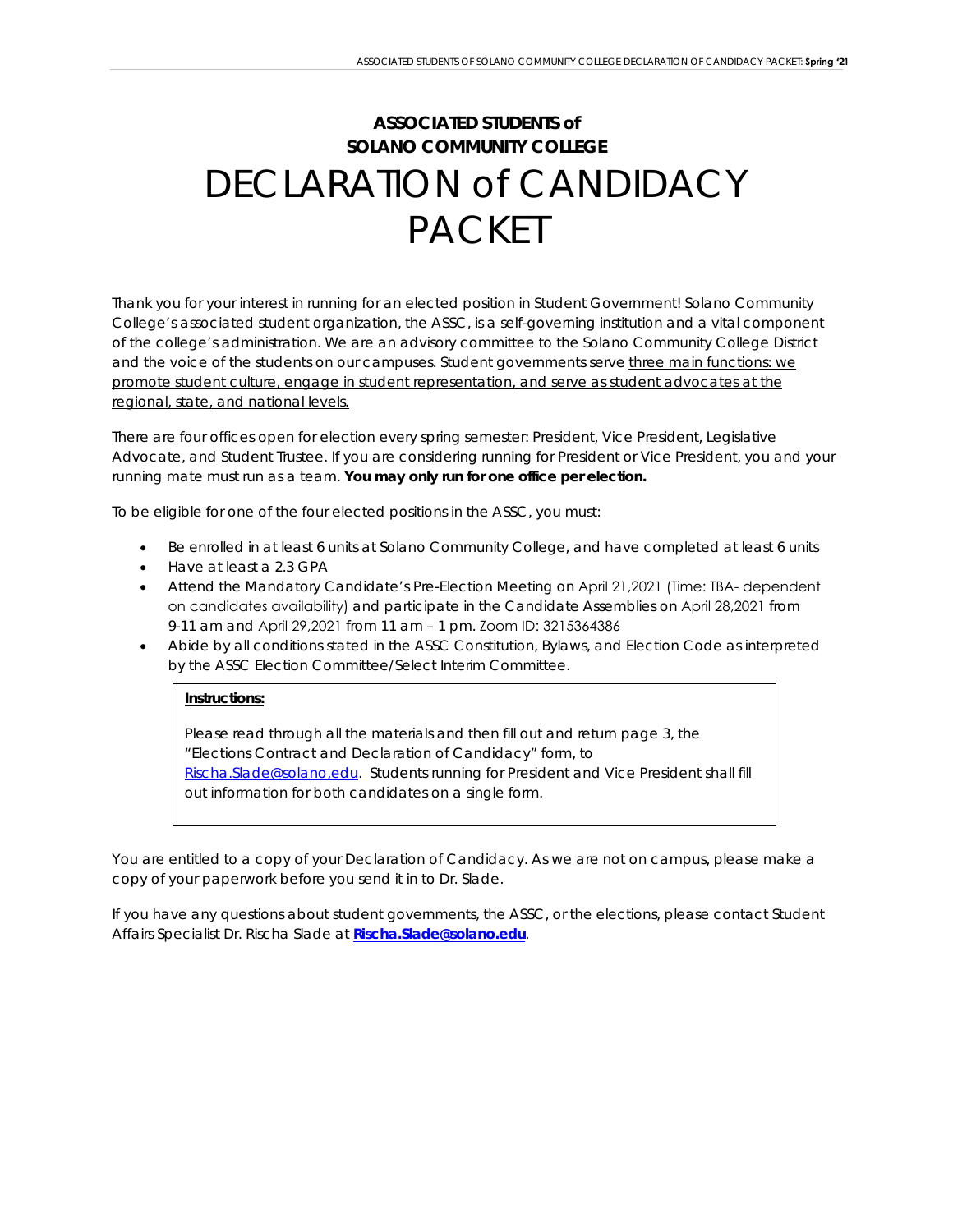# ASSOCIATED STUDENTS of SOLANO COMMUNITY COLLEGE

# DECLARATION of CANDIDACY PACKET

Thank you for your interest in running for an elected position in Student Government! Solano Community College's associated student organization, the ASSC, is a self-governing institution and a vital component of the college's administration. We are an advisory committee to the Solano Community College District and the voice of the students on our campuses. Student governments serve three main functions: we promote student culture, engage in student representation, and serve as student advocates at the regional, state, and national levels.

There are four offices open for election every spring semester: President, Vice President, Legislative Advocate, and Student Trustee. If you are considering running for President or Vice President, you and your running mate must run as a team. **You may only run for one office per election.**

To be eligible for one of the four elected positions in the ASSC, you must:

- Be enrolled in at least 6 units at Solano Community College, and have completed at least 6 units
- Have at least a 2.3 GPA
- Attend the Mandatory Candidate's Pre-Election Meeting on April 21,2021 (Time: TBA- dependent on candidates availability) and participate in the Candidate Assemblies on April 28,2021 from 9-11 am and April 29,2021 from 11 am – 1 pm. Zoom ID: 3215364386
- Abide by all conditions stated in the ASSC Constitution, Bylaws, and Election Code as interpreted by the ASSC Election Committee/Select Interim Committee.

> **Instructions:**
>
> Please read through all the materials and then fill out and return page 3, the "Elections Contract and Declaration of Candidacy" form, to Rischa.Slade@solano,edu. Students running for President and Vice President shall fill out information for both candidates on a single form.

You are entitled to a copy of your Declaration of Candidacy. As we are not on campus, please make a copy of your paperwork before you send it in to Dr. Slade.

If you have any questions about student governments, the ASSC, or the elections, please contact Student Affairs Specialist Dr. Rischa Slade at **Rischa.Slade@solano.edu**.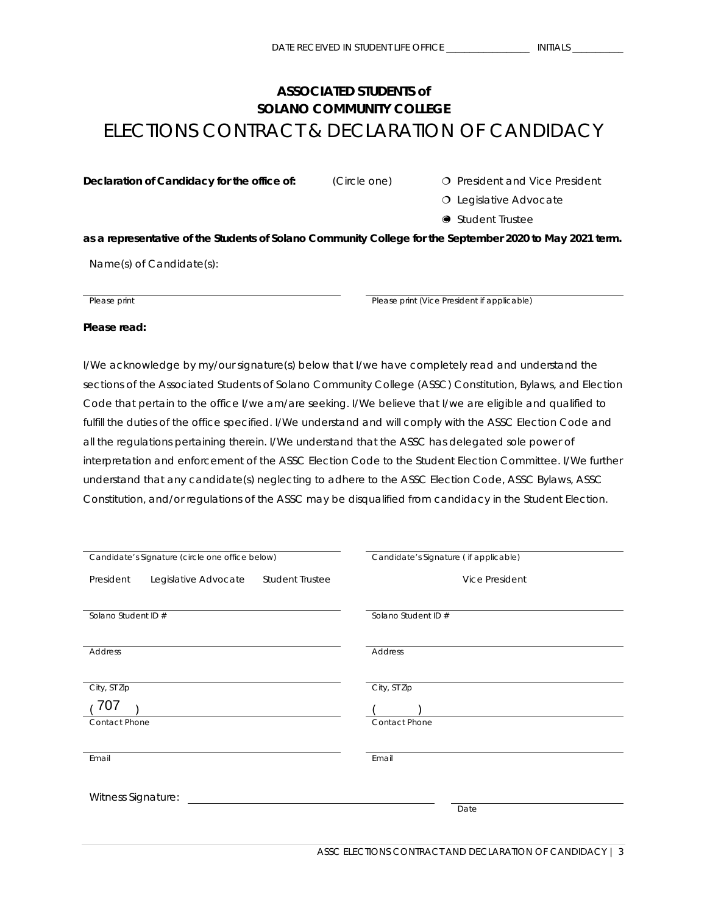DATE RECEIVED IN STUDENT LIFE OFFICE ________________ INITIALS __________

**ASSOCIATED STUDENTS of**
**SOLANO COMMUNITY COLLEGE**

# ELECTIONS CONTRACT & DECLARATION OF CANDIDACY

**Declaration of Candidacy for the office of:** (Circle one)

- ❍ President and Vice President
- ❍ Legislative Advocate
- ◉ Student Trustee

**as a representative of the Students of Solano Community College for the September 2020 to May 2021 term.**

Name(s) of Candidate(s):

______________________________ Please print

______________________________ Please print (Vice President if applicable)

**Please read:**

*I/We acknowledge by my/our signature(s) below that I/we have completely read and understand the sections of the Associated Students of Solano Community College (ASSC) Constitution, Bylaws, and Election Code that pertain to the office I/we am/are seeking. I/We believe that I/we are eligible and qualified to fulfill the duties of the office specified. I/We understand and will comply with the ASSC Election Code and all the regulations pertaining therein. I/We understand that the ASSC has delegated sole power of interpretation and enforcement of the ASSC Election Code to the Student Election Committee. I/We further understand that any candidate(s) neglecting to adhere to the ASSC Election Code, ASSC Bylaws, ASSC Constitution, and/or regulations of the ASSC may be disqualified from candidacy in the Student Election.*

| | |
|---|---|
| ______________________________ Candidate's Signature (circle one office below) | ______________________________ Candidate's Signature ( if applicable) |
| President Legislative Advocate Student Trustee | Vice President |
| ______________________________ Solano Student ID # | ______________________________ Solano Student ID # |
| ______________________________ Address | ______________________________ Address |
| ______________________________ City, ST Zip | ______________________________ City, ST Zip |
| ( 707 ) ______________________ Contact Phone | (     ) ______________________ Contact Phone |
| ______________________________ Email | ______________________________ Email |

Witness Signature: ______________________________ ______________________ Date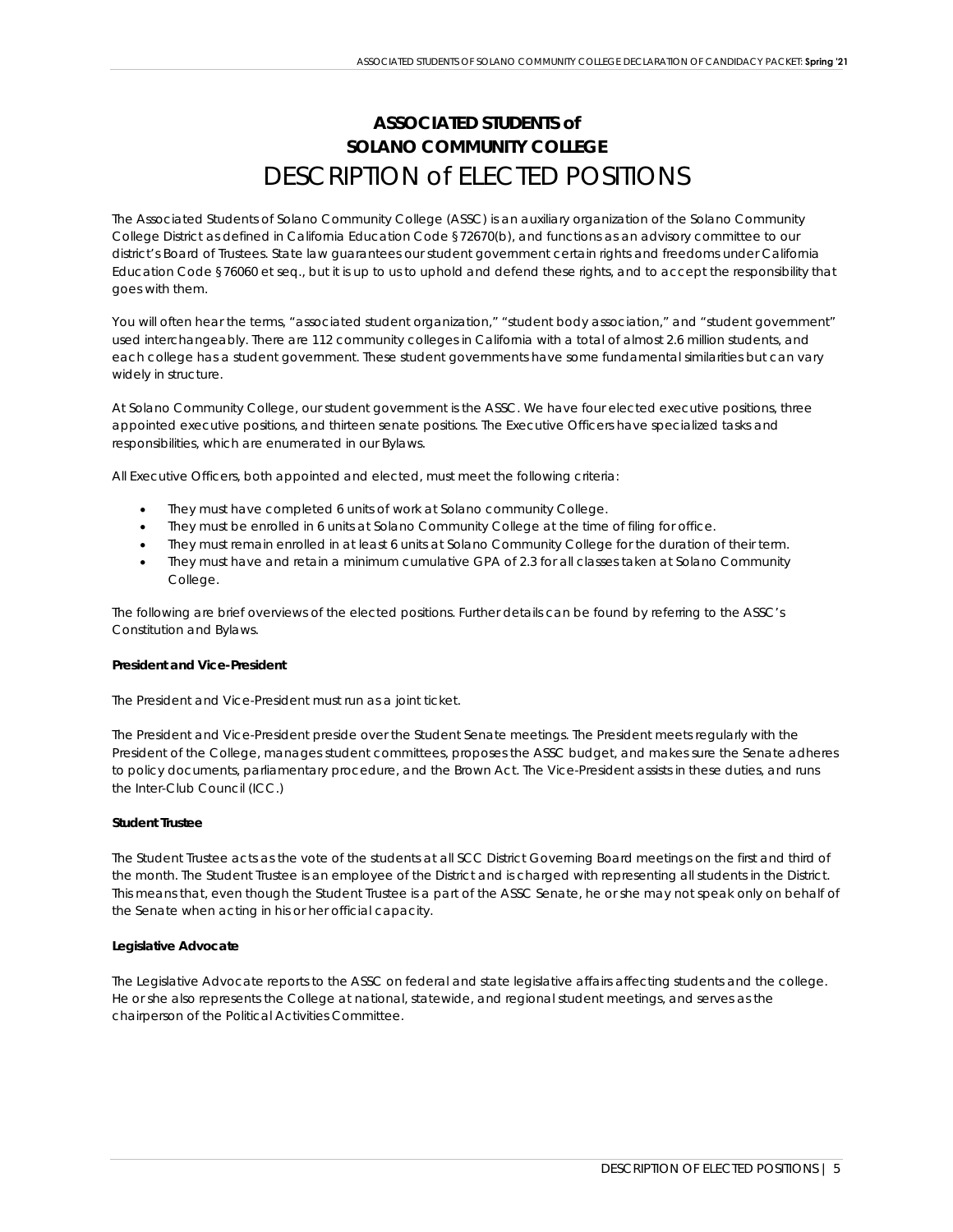# ASSOCIATED STUDENTS of SOLANO COMMUNITY COLLEGE
# DESCRIPTION of ELECTED POSITIONS

The Associated Students of Solano Community College (ASSC) is an auxiliary organization of the Solano Community College District as defined in California Education Code §72670(b), and functions as an advisory committee to our district's Board of Trustees. State law guarantees our student government certain rights and freedoms under California Education Code §76060 et seq., but it is up to us to uphold and defend these rights, and to accept the responsibility that goes with them.

You will often hear the terms, "associated student organization," "student body association," and "student government" used interchangeably. There are 112 community colleges in California with a total of almost 2.6 million students, and each college has a student government. These student governments have some fundamental similarities but can vary widely in structure.

At Solano Community College, our student government is the ASSC. We have four elected executive positions, three appointed executive positions, and thirteen senate positions. The Executive Officers have specialized tasks and responsibilities, which are enumerated in our Bylaws.

All Executive Officers, both appointed and elected, must meet the following criteria:

- They must have completed 6 units of work at Solano community College.
- They must be enrolled in 6 units at Solano Community College at the time of filing for office.
- They must remain enrolled in at least 6 units at Solano Community College for the duration of their term.
- They must have and retain a minimum cumulative GPA of 2.3 for all classes taken at Solano Community College.

The following are brief overviews of the elected positions. Further details can be found by referring to the ASSC's Constitution and Bylaws.

**President and Vice-President**

The President and Vice-President must run as a joint ticket.

The President and Vice-President preside over the Student Senate meetings. The President meets regularly with the President of the College, manages student committees, proposes the ASSC budget, and makes sure the Senate adheres to policy documents, parliamentary procedure, and the Brown Act. The Vice-President assists in these duties, and runs the Inter-Club Council (ICC.)

**Student Trustee**

The Student Trustee acts as the vote of the students at all SCC District Governing Board meetings on the first and third of the month. The Student Trustee is an employee of the District and is charged with representing all students in the District. This means that, even though the Student Trustee is a part of the ASSC Senate, he or she may not speak only on behalf of the Senate when acting in his or her official capacity.

**Legislative Advocate**

The Legislative Advocate reports to the ASSC on federal and state legislative affairs affecting students and the college. He or she also represents the College at national, statewide, and regional student meetings, and serves as the chairperson of the Political Activities Committee.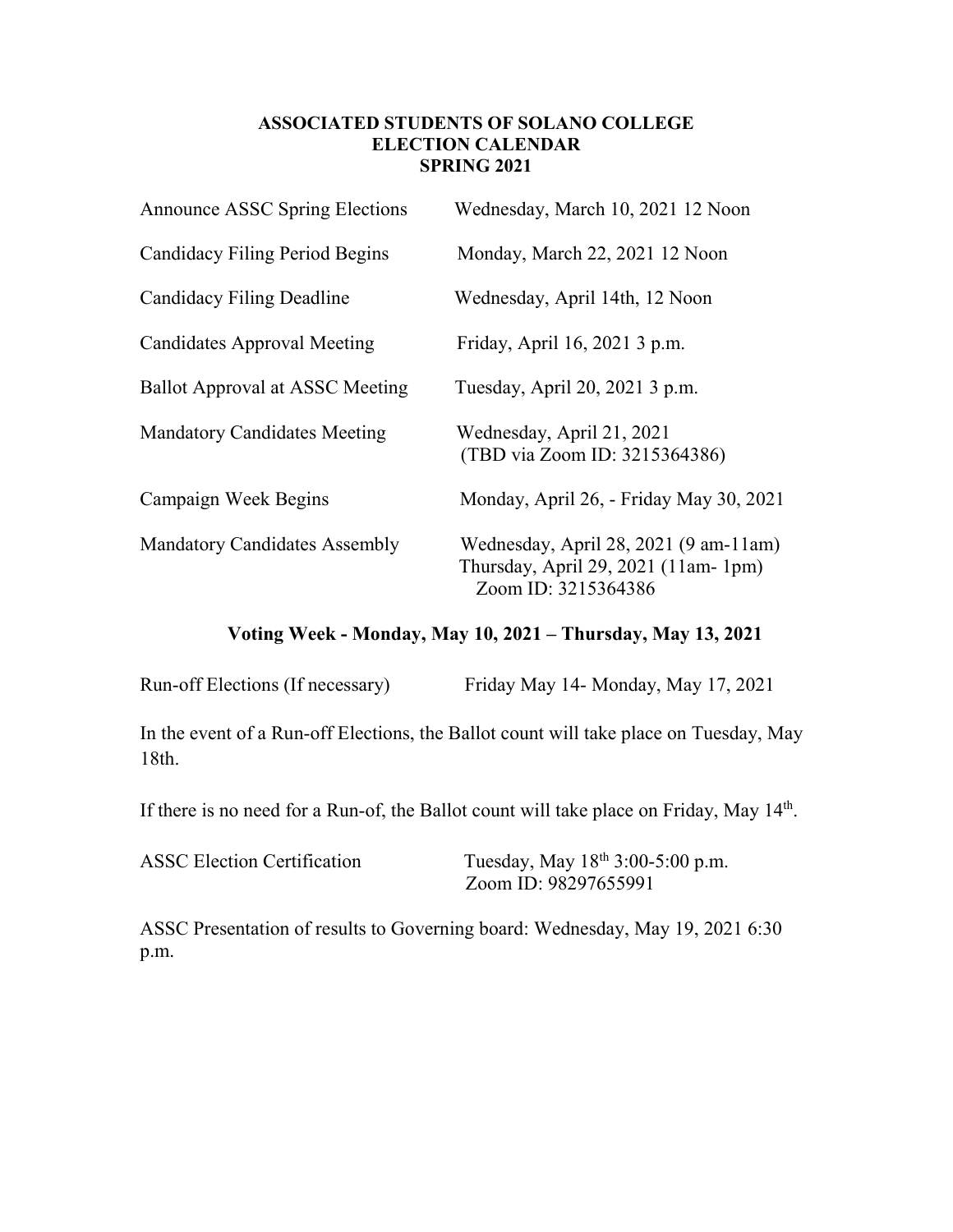**ASSOCIATED STUDENTS OF SOLANO COLLEGE**
**ELECTION CALENDAR**
**SPRING 2021**

| | |
|---|---|
| Announce ASSC Spring Elections | Wednesday, March 10, 2021 12 Noon |
| Candidacy Filing Period Begins | Monday, March 22, 2021 12 Noon |
| Candidacy Filing Deadline | Wednesday, April 14th, 12 Noon |
| Candidates Approval Meeting | Friday, April 16, 2021 3 p.m. |
| Ballot Approval at ASSC Meeting | Tuesday, April 20, 2021 3 p.m. |
| Mandatory Candidates Meeting | Wednesday, April 21, 2021 (TBD via Zoom ID: 3215364386) |
| Campaign Week Begins | Monday, April 26, - Friday May 30, 2021 |
| Mandatory Candidates Assembly | Wednesday, April 28, 2021 (9 am-11am) Thursday, April 29, 2021 (11am- 1pm) Zoom ID: 3215364386 |

**Voting Week - Monday, May 10, 2021 – Thursday, May 13, 2021**

Run-off Elections (If necessary) Friday May 14- Monday, May 17, 2021

In the event of a Run-off Elections, the Ballot count will take place on Tuesday, May 18th.

If there is no need for a Run-of, the Ballot count will take place on Friday, May 14th.

ASSC Election Certification Tuesday, May 18th 3:00-5:00 p.m.
Zoom ID: 98297655991

ASSC Presentation of results to Governing board: Wednesday, May 19, 2021 6:30 p.m.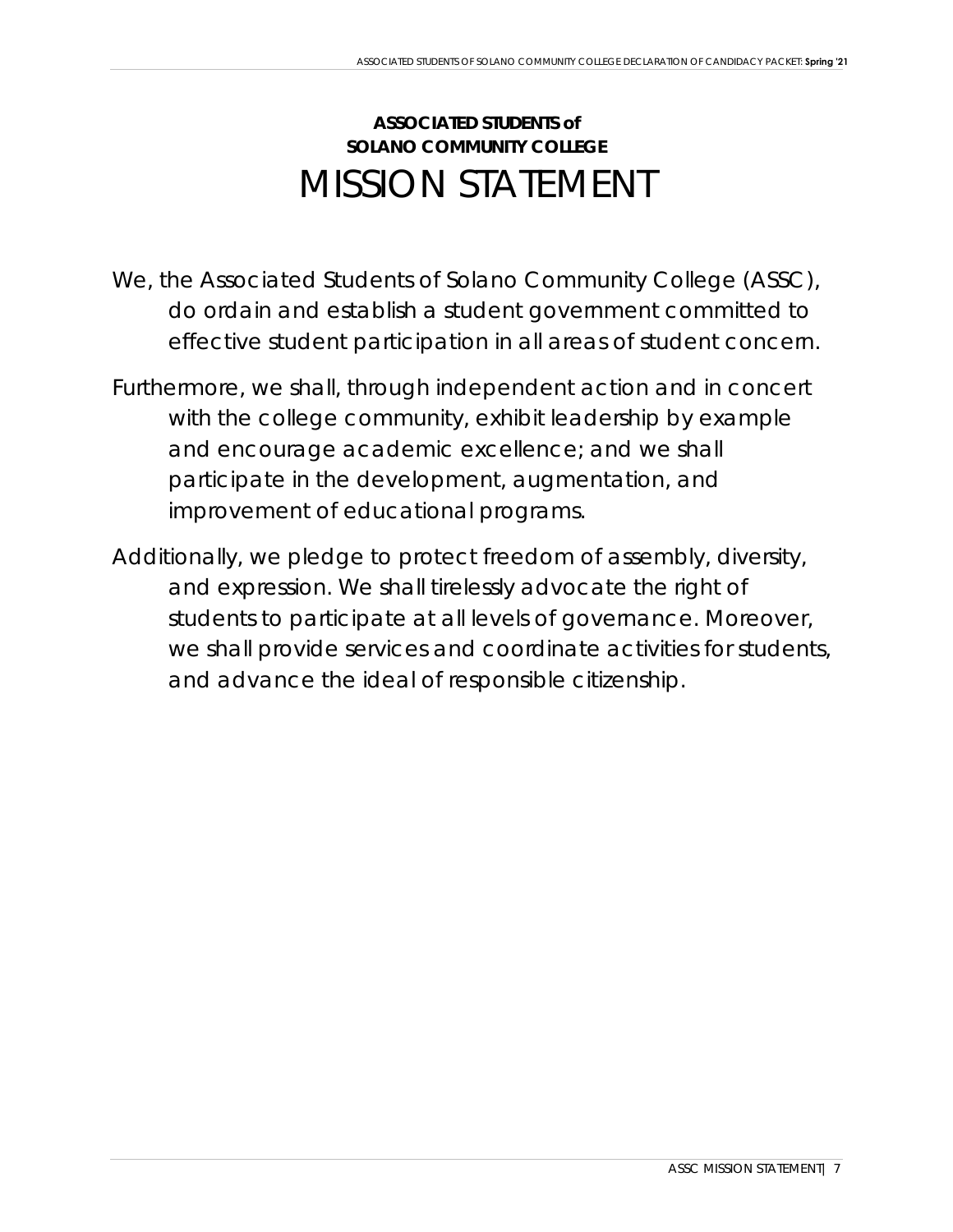**ASSOCIATED STUDENTS of**
**SOLANO COMMUNITY COLLEGE**

# MISSION STATEMENT

We, the Associated Students of Solano Community College (ASSC), do ordain and establish a student government committed to effective student participation in all areas of student concern.

Furthermore, we shall, through independent action and in concert with the college community, exhibit leadership by example and encourage academic excellence; and we shall participate in the development, augmentation, and improvement of educational programs.

Additionally, we pledge to protect freedom of assembly, diversity, and expression. We shall tirelessly advocate the right of students to participate at all levels of governance. Moreover, we shall provide services and coordinate activities for students, and advance the ideal of responsible citizenship.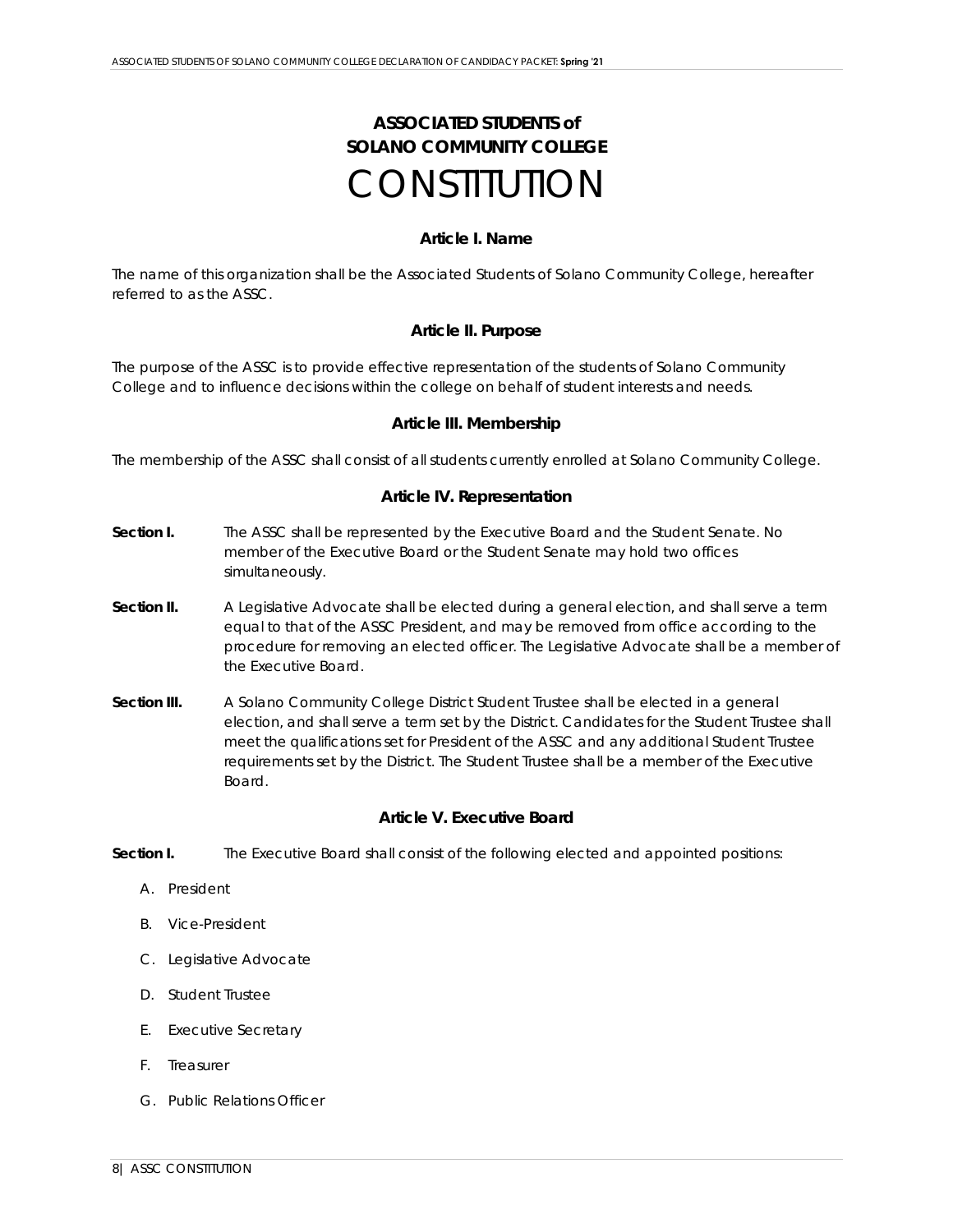# ASSOCIATED STUDENTS of SOLANO COMMUNITY COLLEGE
# CONSTITUTION

### Article I. Name

The name of this organization shall be the Associated Students of Solano Community College, hereafter referred to as the ASSC.

### Article II. Purpose

The purpose of the ASSC is to provide effective representation of the students of Solano Community College and to influence decisions within the college on behalf of student interests and needs.

### Article III. Membership

The membership of the ASSC shall consist of all students currently enrolled at Solano Community College.

### Article IV. Representation

**Section I.** The ASSC shall be represented by the Executive Board and the Student Senate. No member of the Executive Board or the Student Senate may hold two offices simultaneously.

**Section II.** A Legislative Advocate shall be elected during a general election, and shall serve a term equal to that of the ASSC President, and may be removed from office according to the procedure for removing an elected officer. The Legislative Advocate shall be a member of the Executive Board.

**Section III.** A Solano Community College District Student Trustee shall be elected in a general election, and shall serve a term set by the District. Candidates for the Student Trustee shall meet the qualifications set for President of the ASSC and any additional Student Trustee requirements set by the District. The Student Trustee shall be a member of the Executive Board.

### Article V. Executive Board

**Section I.** The Executive Board shall consist of the following elected and appointed positions:

A. President

B. Vice-President

C. Legislative Advocate

D. Student Trustee

E. Executive Secretary

F. Treasurer

G. Public Relations Officer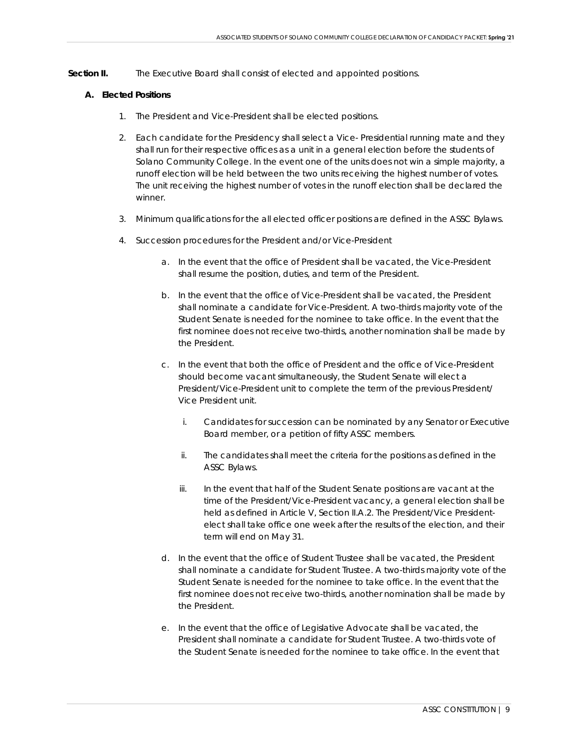**Section II.** The Executive Board shall consist of elected and appointed positions.

**A. Elected Positions**

1. The President and Vice-President shall be elected positions.

2. Each candidate for the Presidency shall select a Vice- Presidential running mate and they shall run for their respective offices as a unit in a general election before the students of Solano Community College. In the event one of the units does not win a simple majority, a runoff election will be held between the two units receiving the highest number of votes. The unit receiving the highest number of votes in the runoff election shall be declared the winner.

3. Minimum qualifications for the all elected officer positions are defined in the ASSC Bylaws.

4. Succession procedures for the President and/or Vice-President

   a. In the event that the office of President shall be vacated, the Vice-President shall resume the position, duties, and term of the President.

   b. In the event that the office of Vice-President shall be vacated, the President shall nominate a candidate for Vice-President. A two-thirds majority vote of the Student Senate is needed for the nominee to take office. In the event that the first nominee does not receive two-thirds, another nomination shall be made by the President.

   c. In the event that both the office of President and the office of Vice-President should become vacant simultaneously, the Student Senate will elect a President/Vice-President unit to complete the term of the previous President/ Vice President unit.

      i. Candidates for succession can be nominated by any Senator or Executive Board member, or a petition of fifty ASSC members.

      ii. The candidates shall meet the criteria for the positions as defined in the ASSC Bylaws.

      iii. In the event that half of the Student Senate positions are vacant at the time of the President/Vice-President vacancy, a general election shall be held as defined in Article V, Section II.A.2. The President/Vice President-elect shall take office one week after the results of the election, and their term will end on May 31.

   d. In the event that the office of Student Trustee shall be vacated, the President shall nominate a candidate for Student Trustee. A two-thirds majority vote of the Student Senate is needed for the nominee to take office. In the event that the first nominee does not receive two-thirds, another nomination shall be made by the President.

   e. In the event that the office of Legislative Advocate shall be vacated, the President shall nominate a candidate for Student Trustee. A two-thirds vote of the Student Senate is needed for the nominee to take office. In the event that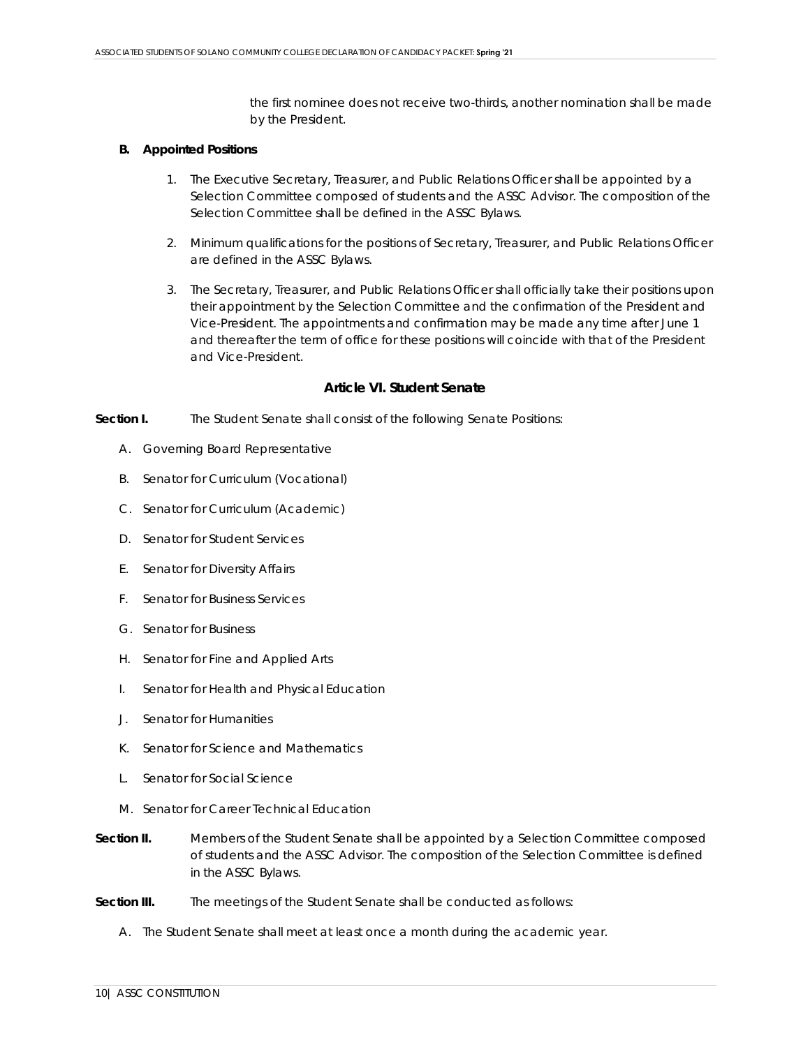the first nominee does not receive two-thirds, another nomination shall be made by the President.

**B. Appointed Positions**

1. The Executive Secretary, Treasurer, and Public Relations Officer shall be appointed by a Selection Committee composed of students and the ASSC Advisor. The composition of the Selection Committee shall be defined in the ASSC Bylaws.

2. Minimum qualifications for the positions of Secretary, Treasurer, and Public Relations Officer are defined in the ASSC Bylaws.

3. The Secretary, Treasurer, and Public Relations Officer shall officially take their positions upon their appointment by the Selection Committee and the confirmation of the President and Vice-President. The appointments and confirmation may be made any time after June 1 and thereafter the term of office for these positions will coincide with that of the President and Vice-President.

## Article VI. Student Senate

**Section I.** The Student Senate shall consist of the following Senate Positions:

A. Governing Board Representative

B. Senator for Curriculum (Vocational)

C. Senator for Curriculum (Academic)

D. Senator for Student Services

E. Senator for Diversity Affairs

F. Senator for Business Services

G. Senator for Business

H. Senator for Fine and Applied Arts

I. Senator for Health and Physical Education

J. Senator for Humanities

K. Senator for Science and Mathematics

L. Senator for Social Science

M. Senator for Career Technical Education

**Section II.** Members of the Student Senate shall be appointed by a Selection Committee composed of students and the ASSC Advisor. The composition of the Selection Committee is defined in the ASSC Bylaws.

**Section III.** The meetings of the Student Senate shall be conducted as follows:

A. The Student Senate shall meet at least once a month during the academic year.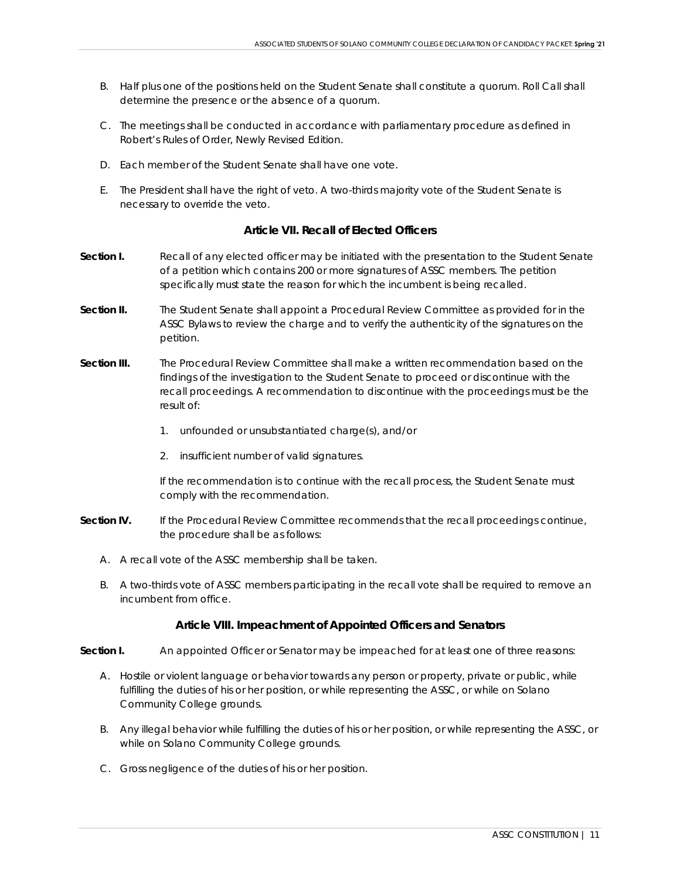B. Half plus one of the positions held on the Student Senate shall constitute a quorum. Roll Call shall determine the presence or the absence of a quorum.

C. The meetings shall be conducted in accordance with parliamentary procedure as defined in Robert's Rules of Order, Newly Revised Edition.

D. Each member of the Student Senate shall have one vote.

E. The President shall have the right of veto. A two-thirds majority vote of the Student Senate is necessary to override the veto.

### Article VII. Recall of Elected Officers

**Section I.** Recall of any elected officer may be initiated with the presentation to the Student Senate of a petition which contains 200 or more signatures of ASSC members. The petition specifically must state the reason for which the incumbent is being recalled.

**Section II.** The Student Senate shall appoint a Procedural Review Committee as provided for in the ASSC Bylaws to review the charge and to verify the authenticity of the signatures on the petition.

**Section III.** The Procedural Review Committee shall make a written recommendation based on the findings of the investigation to the Student Senate to proceed or discontinue with the recall proceedings. A recommendation to discontinue with the proceedings must be the result of:

1. unfounded or unsubstantiated charge(s), and/or
2. insufficient number of valid signatures.

If the recommendation is to continue with the recall process, the Student Senate must comply with the recommendation.

**Section IV.** If the Procedural Review Committee recommends that the recall proceedings continue, the procedure shall be as follows:

A. A recall vote of the ASSC membership shall be taken.

B. A two-thirds vote of ASSC members participating in the recall vote shall be required to remove an incumbent from office.

### Article VIII. Impeachment of Appointed Officers and Senators

**Section I.** An appointed Officer or Senator may be impeached for at least one of three reasons:

A. Hostile or violent language or behavior towards any person or property, private or public, while fulfilling the duties of his or her position, or while representing the ASSC, or while on Solano Community College grounds.

B. Any illegal behavior while fulfilling the duties of his or her position, or while representing the ASSC, or while on Solano Community College grounds.

C. Gross negligence of the duties of his or her position.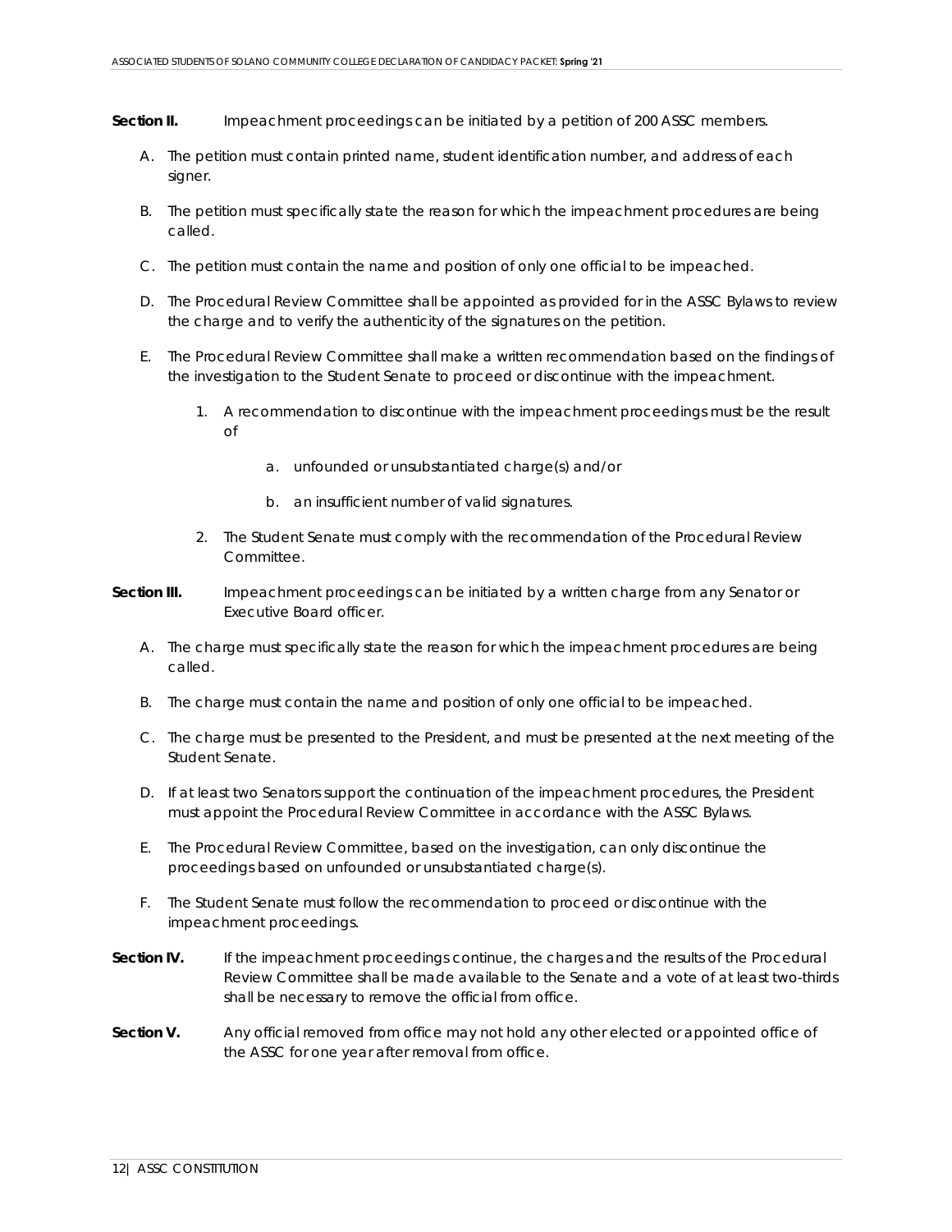**Section II.** Impeachment proceedings can be initiated by a petition of 200 ASSC members.

A. The petition must contain printed name, student identification number, and address of each signer.

B. The petition must specifically state the reason for which the impeachment procedures are being called.

C. The petition must contain the name and position of only one official to be impeached.

D. The Procedural Review Committee shall be appointed as provided for in the ASSC Bylaws to review the charge and to verify the authenticity of the signatures on the petition.

E. The Procedural Review Committee shall make a written recommendation based on the findings of the investigation to the Student Senate to proceed or discontinue with the impeachment.

   1. A recommendation to discontinue with the impeachment proceedings must be the result of

      a. unfounded or unsubstantiated charge(s) and/or

      b. an insufficient number of valid signatures.

   2. The Student Senate must comply with the recommendation of the Procedural Review Committee.

**Section III.** Impeachment proceedings can be initiated by a written charge from any Senator or Executive Board officer.

A. The charge must specifically state the reason for which the impeachment procedures are being called.

B. The charge must contain the name and position of only one official to be impeached.

C. The charge must be presented to the President, and must be presented at the next meeting of the Student Senate.

D. If at least two Senators support the continuation of the impeachment procedures, the President must appoint the Procedural Review Committee in accordance with the ASSC Bylaws.

E. The Procedural Review Committee, based on the investigation, can only discontinue the proceedings based on unfounded or unsubstantiated charge(s).

F. The Student Senate must follow the recommendation to proceed or discontinue with the impeachment proceedings.

**Section IV.** If the impeachment proceedings continue, the charges and the results of the Procedural Review Committee shall be made available to the Senate and a vote of at least two-thirds shall be necessary to remove the official from office.

**Section V.** Any official removed from office may not hold any other elected or appointed office of the ASSC for one year after removal from office.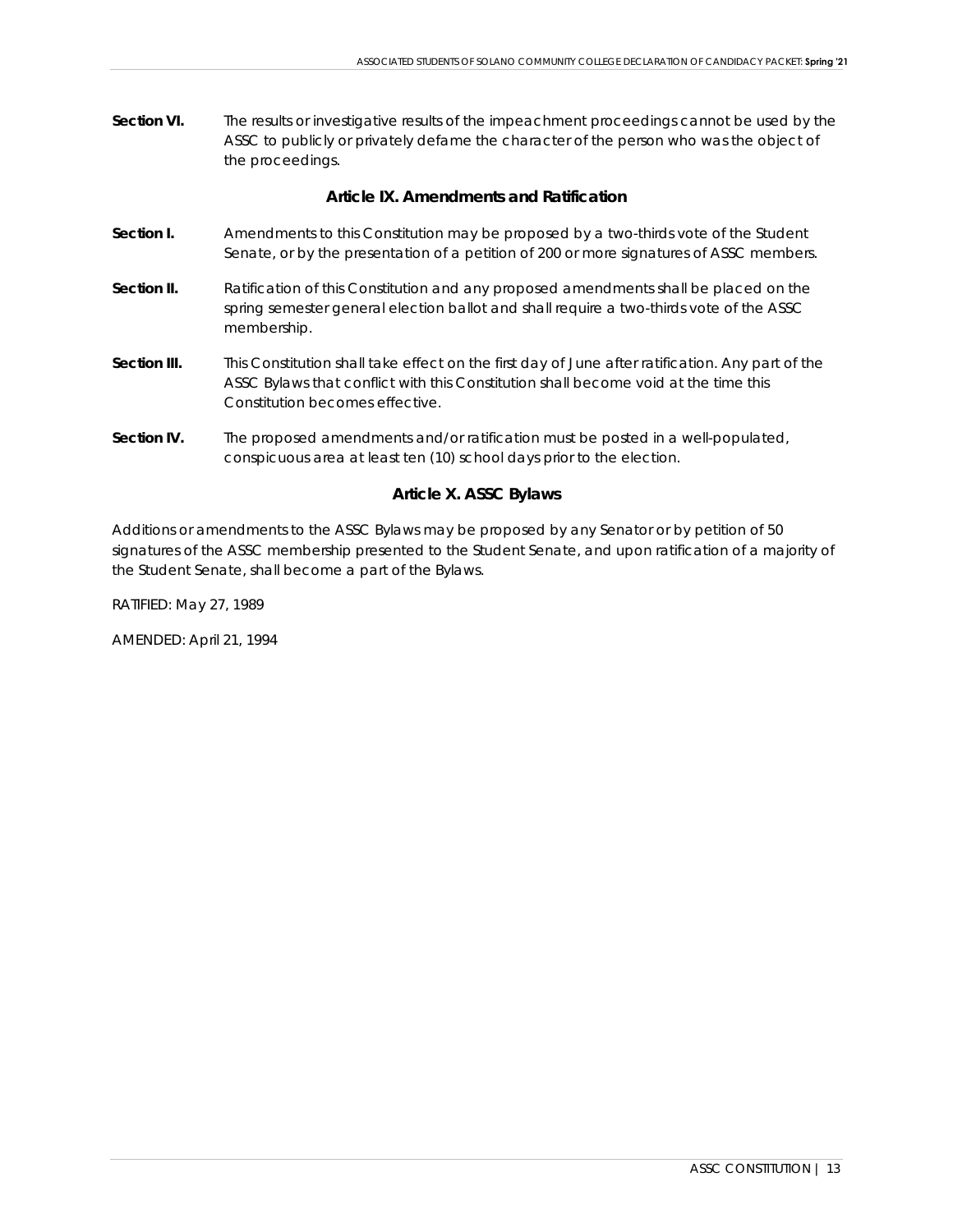**Section VI.** The results or investigative results of the impeachment proceedings cannot be used by the ASSC to publicly or privately defame the character of the person who was the object of the proceedings.

### Article IX. Amendments and Ratification

**Section I.** Amendments to this Constitution may be proposed by a two-thirds vote of the Student Senate, or by the presentation of a petition of 200 or more signatures of ASSC members.

**Section II.** Ratification of this Constitution and any proposed amendments shall be placed on the spring semester general election ballot and shall require a two-thirds vote of the ASSC membership.

**Section III.** This Constitution shall take effect on the first day of June after ratification. Any part of the ASSC Bylaws that conflict with this Constitution shall become void at the time this Constitution becomes effective.

**Section IV.** The proposed amendments and/or ratification must be posted in a well-populated, conspicuous area at least ten (10) school days prior to the election.

### Article X. ASSC Bylaws

Additions or amendments to the ASSC Bylaws may be proposed by any Senator or by petition of 50 signatures of the ASSC membership presented to the Student Senate, and upon ratification of a majority of the Student Senate, shall become a part of the Bylaws.

RATIFIED: May 27, 1989

AMENDED: April 21, 1994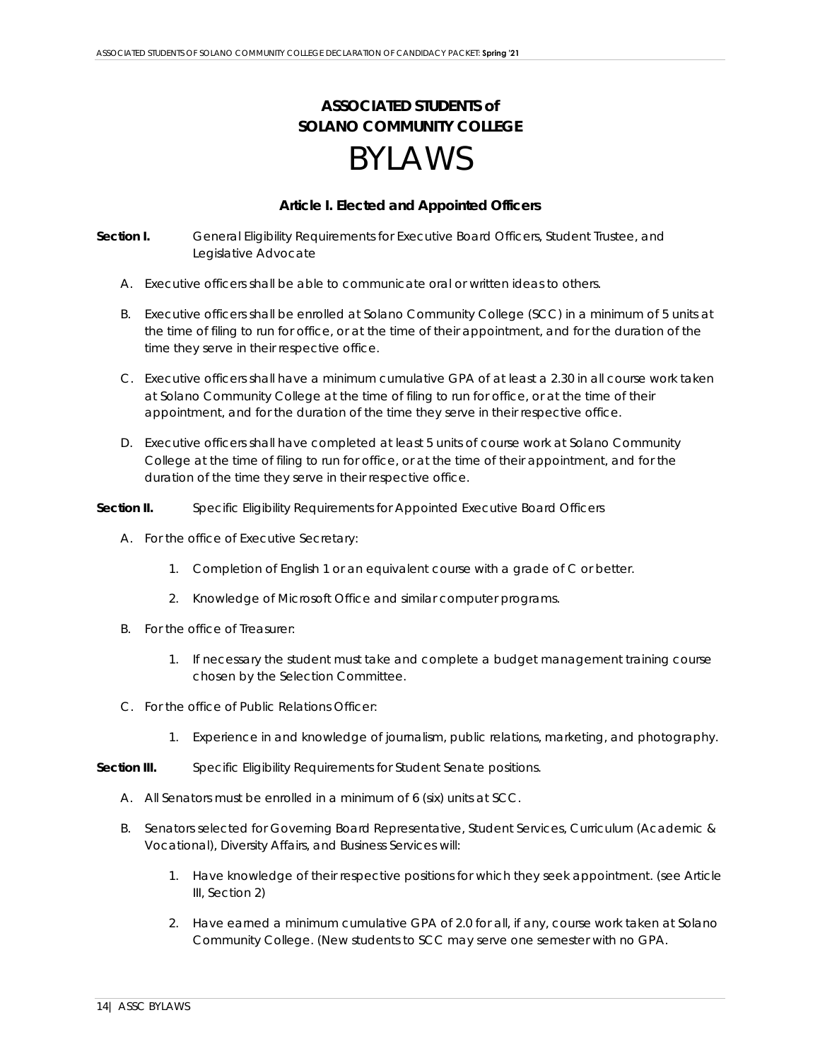# ASSOCIATED STUDENTS of SOLANO COMMUNITY COLLEGE BYLAWS

## Article I. Elected and Appointed Officers

**Section I.** General Eligibility Requirements for Executive Board Officers, Student Trustee, and Legislative Advocate

A. Executive officers shall be able to communicate oral or written ideas to others.

B. Executive officers shall be enrolled at Solano Community College (SCC) in a minimum of 5 units at the time of filing to run for office, or at the time of their appointment, and for the duration of the time they serve in their respective office.

C. Executive officers shall have a minimum cumulative GPA of at least a 2.30 in all course work taken at Solano Community College at the time of filing to run for office, or at the time of their appointment, and for the duration of the time they serve in their respective office.

D. Executive officers shall have completed at least 5 units of course work at Solano Community College at the time of filing to run for office, or at the time of their appointment, and for the duration of the time they serve in their respective office.

**Section II.** Specific Eligibility Requirements for Appointed Executive Board Officers

A. For the office of Executive Secretary:

1. Completion of English 1 or an equivalent course with a grade of C or better.
2. Knowledge of Microsoft Office and similar computer programs.

B. For the office of Treasurer:

1. If necessary the student must take and complete a budget management training course chosen by the Selection Committee.

C. For the office of Public Relations Officer:

1. Experience in and knowledge of journalism, public relations, marketing, and photography.

**Section III.** Specific Eligibility Requirements for Student Senate positions.

A. All Senators must be enrolled in a minimum of 6 (six) units at SCC.

B. Senators selected for Governing Board Representative, Student Services, Curriculum (Academic & Vocational), Diversity Affairs, and Business Services will:

1. Have knowledge of their respective positions for which they seek appointment. (see Article III, Section 2)
2. Have earned a minimum cumulative GPA of 2.0 for all, if any, course work taken at Solano Community College. (New students to SCC may serve one semester with no GPA.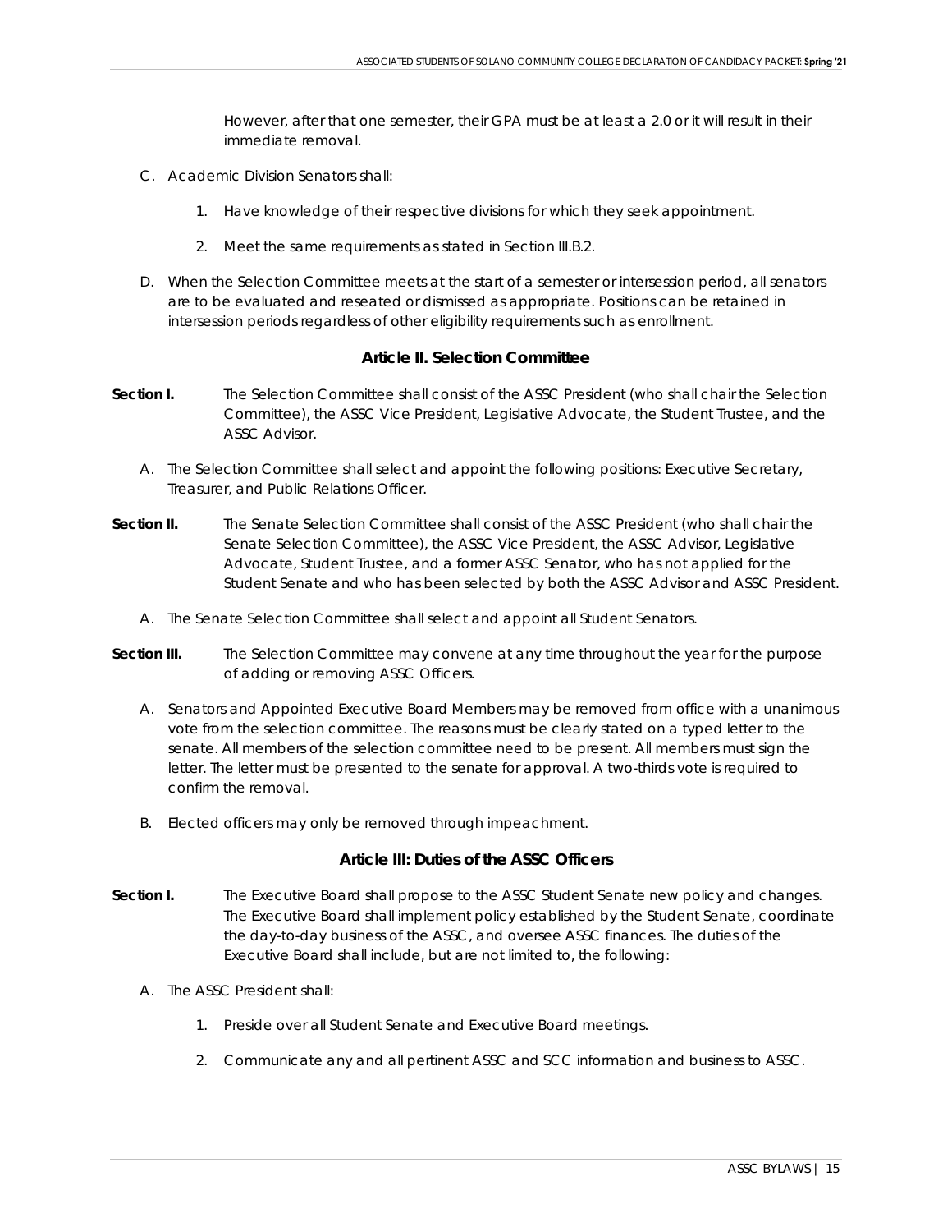However, after that one semester, their GPA must be at least a 2.0 or it will result in their immediate removal.

C. Academic Division Senators shall:

1. Have knowledge of their respective divisions for which they seek appointment.
2. Meet the same requirements as stated in Section III.B.2.

D. When the Selection Committee meets at the start of a semester or intersession period, all senators are to be evaluated and reseated or dismissed as appropriate. Positions can be retained in intersession periods regardless of other eligibility requirements such as enrollment.

### Article II. Selection Committee

**Section I.** The Selection Committee shall consist of the ASSC President (who shall chair the Selection Committee), the ASSC Vice President, Legislative Advocate, the Student Trustee, and the ASSC Advisor.

A. The Selection Committee shall select and appoint the following positions: Executive Secretary, Treasurer, and Public Relations Officer.

**Section II.** The Senate Selection Committee shall consist of the ASSC President (who shall chair the Senate Selection Committee), the ASSC Vice President, the ASSC Advisor, Legislative Advocate, Student Trustee, and a former ASSC Senator, who has not applied for the Student Senate and who has been selected by both the ASSC Advisor and ASSC President.

A. The Senate Selection Committee shall select and appoint all Student Senators.

**Section III.** The Selection Committee may convene at any time throughout the year for the purpose of adding or removing ASSC Officers.

A. Senators and Appointed Executive Board Members may be removed from office with a unanimous vote from the selection committee. The reasons must be clearly stated on a typed letter to the senate. All members of the selection committee need to be present. All members must sign the letter. The letter must be presented to the senate for approval. A two-thirds vote is required to confirm the removal.

B. Elected officers may only be removed through impeachment.

### Article III: Duties of the ASSC Officers

**Section I.** The Executive Board shall propose to the ASSC Student Senate new policy and changes. The Executive Board shall implement policy established by the Student Senate, coordinate the day-to-day business of the ASSC, and oversee ASSC finances. The duties of the Executive Board shall include, but are not limited to, the following:

A. The ASSC President shall:

1. Preside over all Student Senate and Executive Board meetings.
2. Communicate any and all pertinent ASSC and SCC information and business to ASSC.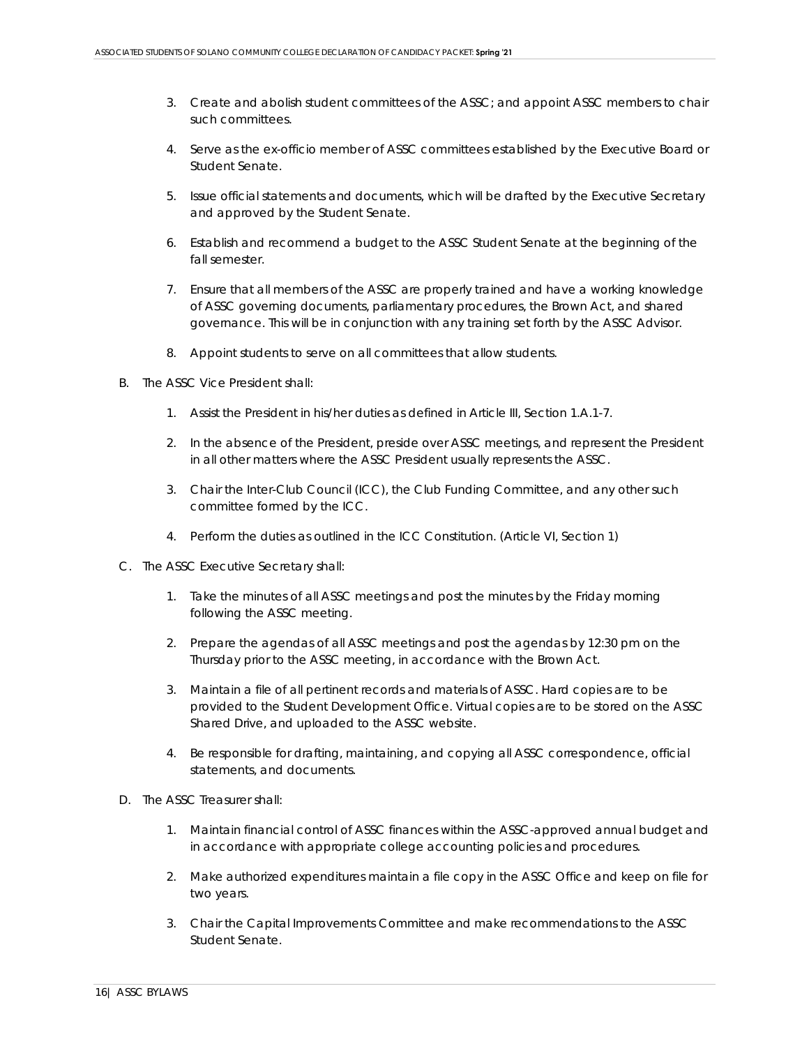3. Create and abolish student committees of the ASSC; and appoint ASSC members to chair such committees.

4. Serve as the ex-officio member of ASSC committees established by the Executive Board or Student Senate.

5. Issue official statements and documents, which will be drafted by the Executive Secretary and approved by the Student Senate.

6. Establish and recommend a budget to the ASSC Student Senate at the beginning of the fall semester.

7. Ensure that all members of the ASSC are properly trained and have a working knowledge of ASSC governing documents, parliamentary procedures, the Brown Act, and shared governance. This will be in conjunction with any training set forth by the ASSC Advisor.

8. Appoint students to serve on all committees that allow students.

B. The ASSC Vice President shall:

1. Assist the President in his/her duties as defined in Article III, Section 1.A.1-7.

2. In the absence of the President, preside over ASSC meetings, and represent the President in all other matters where the ASSC President usually represents the ASSC.

3. Chair the Inter-Club Council (ICC), the Club Funding Committee, and any other such committee formed by the ICC.

4. Perform the duties as outlined in the ICC Constitution. (Article VI, Section 1)

C. The ASSC Executive Secretary shall:

1. Take the minutes of all ASSC meetings and post the minutes by the Friday morning following the ASSC meeting.

2. Prepare the agendas of all ASSC meetings and post the agendas by 12:30 pm on the Thursday prior to the ASSC meeting, in accordance with the Brown Act.

3. Maintain a file of all pertinent records and materials of ASSC. Hard copies are to be provided to the Student Development Office. Virtual copies are to be stored on the ASSC Shared Drive, and uploaded to the ASSC website.

4. Be responsible for drafting, maintaining, and copying all ASSC correspondence, official statements, and documents.

D. The ASSC Treasurer shall:

1. Maintain financial control of ASSC finances within the ASSC-approved annual budget and in accordance with appropriate college accounting policies and procedures.

2. Make authorized expenditures maintain a file copy in the ASSC Office and keep on file for two years.

3. Chair the Capital Improvements Committee and make recommendations to the ASSC Student Senate.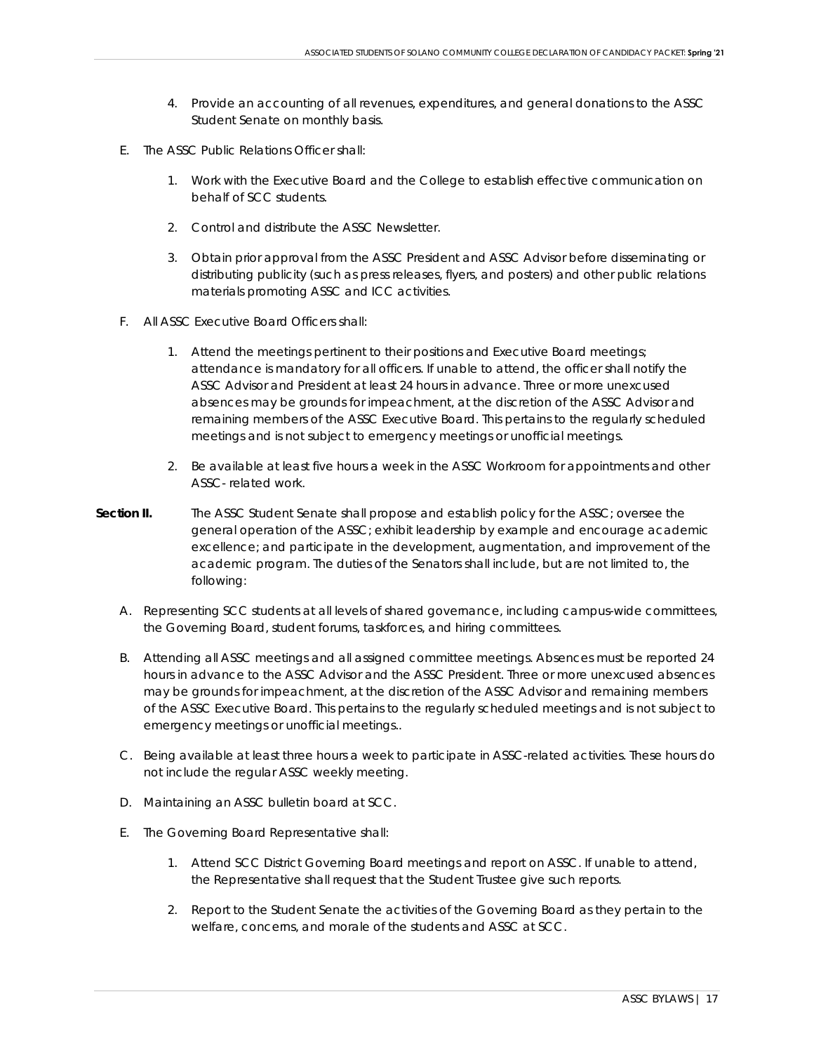4. Provide an accounting of all revenues, expenditures, and general donations to the ASSC Student Senate on monthly basis.

E. The ASSC Public Relations Officer shall:

1. Work with the Executive Board and the College to establish effective communication on behalf of SCC students.

2. Control and distribute the ASSC Newsletter.

3. Obtain prior approval from the ASSC President and ASSC Advisor before disseminating or distributing publicity (such as press releases, flyers, and posters) and other public relations materials promoting ASSC and ICC activities.

F. All ASSC Executive Board Officers shall:

1. Attend the meetings pertinent to their positions and Executive Board meetings; attendance is mandatory for all officers. If unable to attend, the officer shall notify the ASSC Advisor and President at least 24 hours in advance. Three or more unexcused absences may be grounds for impeachment, at the discretion of the ASSC Advisor and remaining members of the ASSC Executive Board. This pertains to the regularly scheduled meetings and is not subject to emergency meetings or unofficial meetings.

2. Be available at least five hours a week in the ASSC Workroom for appointments and other ASSC- related work.

**Section II.** The ASSC Student Senate shall propose and establish policy for the ASSC; oversee the general operation of the ASSC; exhibit leadership by example and encourage academic excellence; and participate in the development, augmentation, and improvement of the academic program. The duties of the Senators shall include, but are not limited to, the following:

A. Representing SCC students at all levels of shared governance, including campus-wide committees, the Governing Board, student forums, taskforces, and hiring committees.

B. Attending all ASSC meetings and all assigned committee meetings. Absences must be reported 24 hours in advance to the ASSC Advisor and the ASSC President. Three or more unexcused absences may be grounds for impeachment, at the discretion of the ASSC Advisor and remaining members of the ASSC Executive Board. This pertains to the regularly scheduled meetings and is not subject to emergency meetings or unofficial meetings..

C. Being available at least three hours a week to participate in ASSC-related activities. These hours do not include the regular ASSC weekly meeting.

D. Maintaining an ASSC bulletin board at SCC.

E. The Governing Board Representative shall:

1. Attend SCC District Governing Board meetings and report on ASSC. If unable to attend, the Representative shall request that the Student Trustee give such reports.

2. Report to the Student Senate the activities of the Governing Board as they pertain to the welfare, concerns, and morale of the students and ASSC at SCC.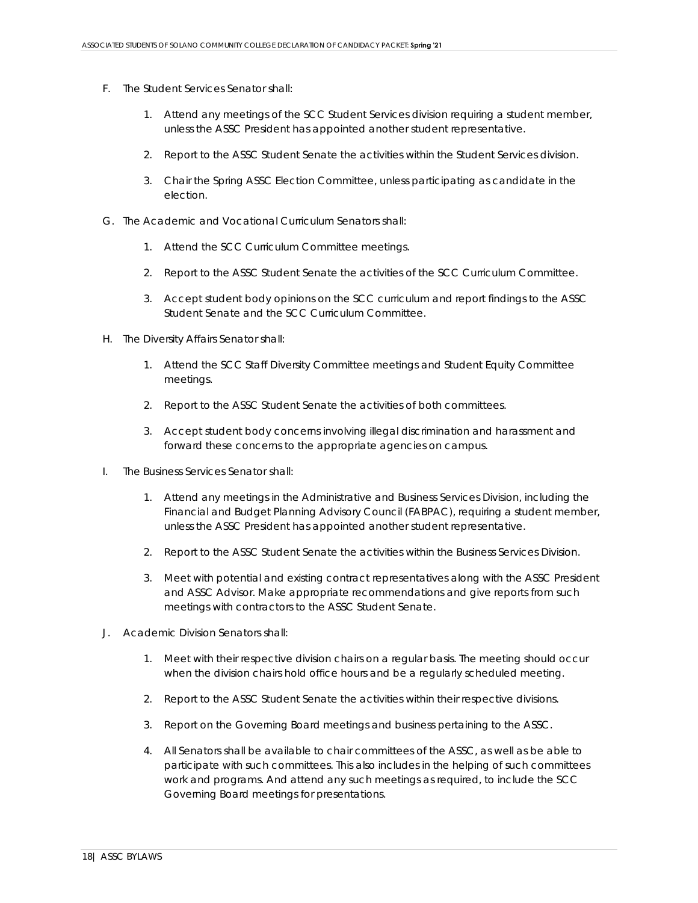F. The Student Services Senator shall:

   1. Attend any meetings of the SCC Student Services division requiring a student member, unless the ASSC President has appointed another student representative.

   2. Report to the ASSC Student Senate the activities within the Student Services division.

   3. Chair the Spring ASSC Election Committee, unless participating as candidate in the election.

G. The Academic and Vocational Curriculum Senators shall:

   1. Attend the SCC Curriculum Committee meetings.

   2. Report to the ASSC Student Senate the activities of the SCC Curriculum Committee.

   3. Accept student body opinions on the SCC curriculum and report findings to the ASSC Student Senate and the SCC Curriculum Committee.

H. The Diversity Affairs Senator shall:

   1. Attend the SCC Staff Diversity Committee meetings and Student Equity Committee meetings.

   2. Report to the ASSC Student Senate the activities of both committees.

   3. Accept student body concerns involving illegal discrimination and harassment and forward these concerns to the appropriate agencies on campus.

I. The Business Services Senator shall:

   1. Attend any meetings in the Administrative and Business Services Division, including the Financial and Budget Planning Advisory Council (FABPAC), requiring a student member, unless the ASSC President has appointed another student representative.

   2. Report to the ASSC Student Senate the activities within the Business Services Division.

   3. Meet with potential and existing contract representatives along with the ASSC President and ASSC Advisor. Make appropriate recommendations and give reports from such meetings with contractors to the ASSC Student Senate.

J. Academic Division Senators shall:

   1. Meet with their respective division chairs on a regular basis. The meeting should occur when the division chairs hold office hours and be a regularly scheduled meeting.

   2. Report to the ASSC Student Senate the activities within their respective divisions.

   3. Report on the Governing Board meetings and business pertaining to the ASSC.

   4. All Senators shall be available to chair committees of the ASSC, as well as be able to participate with such committees. This also includes in the helping of such committees work and programs. And attend any such meetings as required, to include the SCC Governing Board meetings for presentations.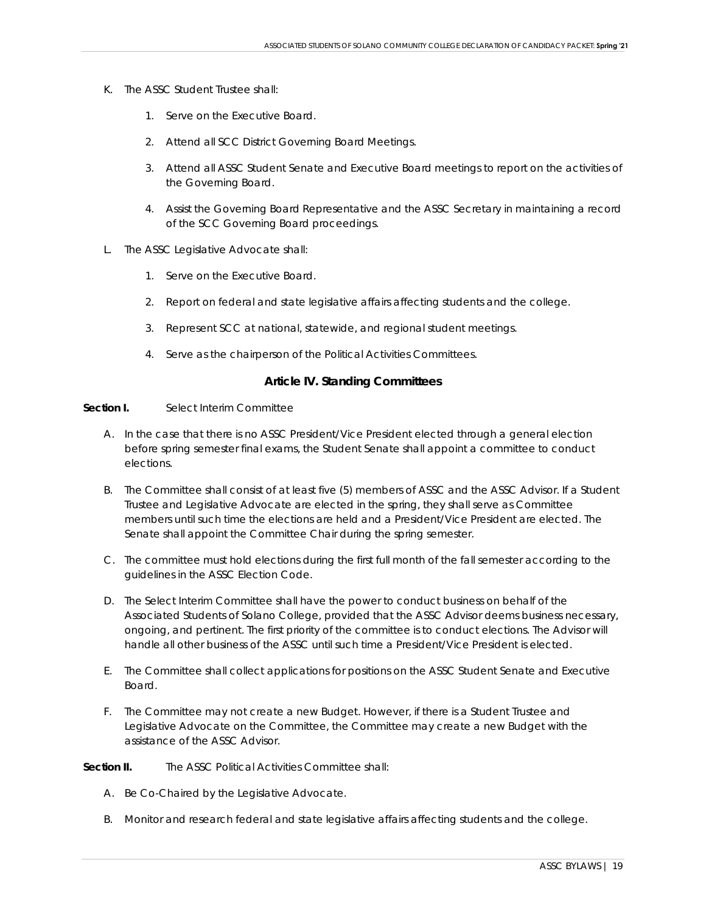K. The ASSC Student Trustee shall:

   1. Serve on the Executive Board.

   2. Attend all SCC District Governing Board Meetings.

   3. Attend all ASSC Student Senate and Executive Board meetings to report on the activities of the Governing Board.

   4. Assist the Governing Board Representative and the ASSC Secretary in maintaining a record of the SCC Governing Board proceedings.

L. The ASSC Legislative Advocate shall:

   1. Serve on the Executive Board.

   2. Report on federal and state legislative affairs affecting students and the college.

   3. Represent SCC at national, statewide, and regional student meetings.

   4. Serve as the chairperson of the Political Activities Committees.

### Article IV. Standing Committees

**Section I.** Select Interim Committee

A. In the case that there is no ASSC President/Vice President elected through a general election before spring semester final exams, the Student Senate shall appoint a committee to conduct elections.

B. The Committee shall consist of at least five (5) members of ASSC and the ASSC Advisor. If a Student Trustee and Legislative Advocate are elected in the spring, they shall serve as Committee members until such time the elections are held and a President/Vice President are elected. The Senate shall appoint the Committee Chair during the spring semester.

C. The committee must hold elections during the first full month of the fall semester according to the guidelines in the ASSC Election Code.

D. The Select Interim Committee shall have the power to conduct business on behalf of the Associated Students of Solano College, provided that the ASSC Advisor deems business necessary, ongoing, and pertinent. The first priority of the committee is to conduct elections. The Advisor will handle all other business of the ASSC until such time a President/Vice President is elected.

E. The Committee shall collect applications for positions on the ASSC Student Senate and Executive Board.

F. The Committee may not create a new Budget. However, if there is a Student Trustee and Legislative Advocate on the Committee, the Committee may create a new Budget with the assistance of the ASSC Advisor.

**Section II.** The ASSC Political Activities Committee shall:

A. Be Co-Chaired by the Legislative Advocate.

B. Monitor and research federal and state legislative affairs affecting students and the college.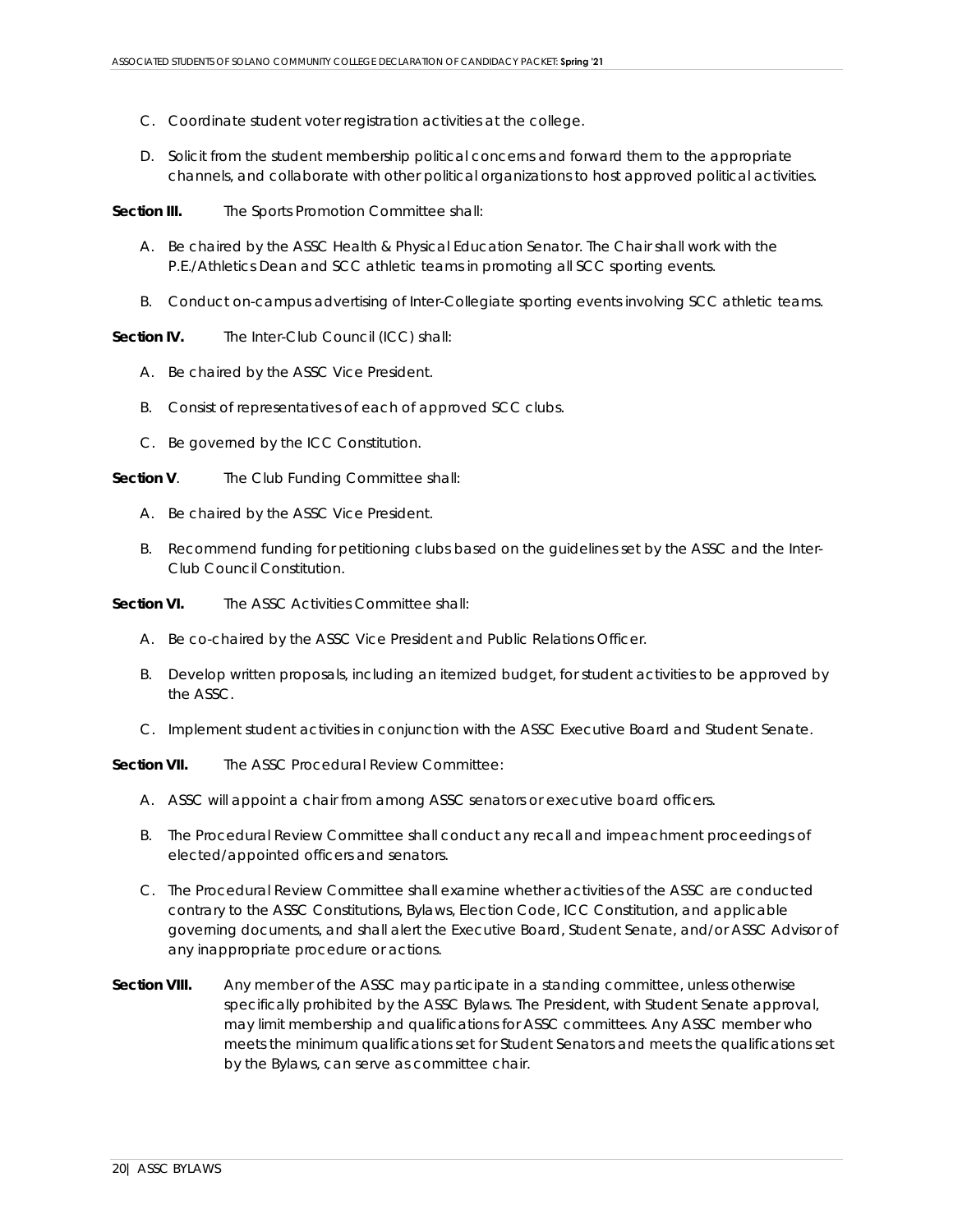C. Coordinate student voter registration activities at the college.

D. Solicit from the student membership political concerns and forward them to the appropriate channels, and collaborate with other political organizations to host approved political activities.

**Section III.** The Sports Promotion Committee shall:

A. Be chaired by the ASSC Health & Physical Education Senator. The Chair shall work with the P.E./Athletics Dean and SCC athletic teams in promoting all SCC sporting events.

B. Conduct on-campus advertising of Inter-Collegiate sporting events involving SCC athletic teams.

**Section IV.** The Inter-Club Council (ICC) shall:

A. Be chaired by the ASSC Vice President.

B. Consist of representatives of each of approved SCC clubs.

C. Be governed by the ICC Constitution.

**Section V**. The Club Funding Committee shall:

A. Be chaired by the ASSC Vice President.

B. Recommend funding for petitioning clubs based on the guidelines set by the ASSC and the Inter-Club Council Constitution.

**Section VI.** The ASSC Activities Committee shall:

A. Be co-chaired by the ASSC Vice President and Public Relations Officer.

B. Develop written proposals, including an itemized budget, for student activities to be approved by the ASSC.

C. Implement student activities in conjunction with the ASSC Executive Board and Student Senate.

**Section VII.** The ASSC Procedural Review Committee:

A. ASSC will appoint a chair from among ASSC senators or executive board officers.

B. The Procedural Review Committee shall conduct any recall and impeachment proceedings of elected/appointed officers and senators.

C. The Procedural Review Committee shall examine whether activities of the ASSC are conducted contrary to the ASSC Constitutions, Bylaws, Election Code, ICC Constitution, and applicable governing documents, and shall alert the Executive Board, Student Senate, and/or ASSC Advisor of any inappropriate procedure or actions.

**Section VIII.** Any member of the ASSC may participate in a standing committee, unless otherwise specifically prohibited by the ASSC Bylaws. The President, with Student Senate approval, may limit membership and qualifications for ASSC committees. Any ASSC member who meets the minimum qualifications set for Student Senators and meets the qualifications set by the Bylaws, can serve as committee chair.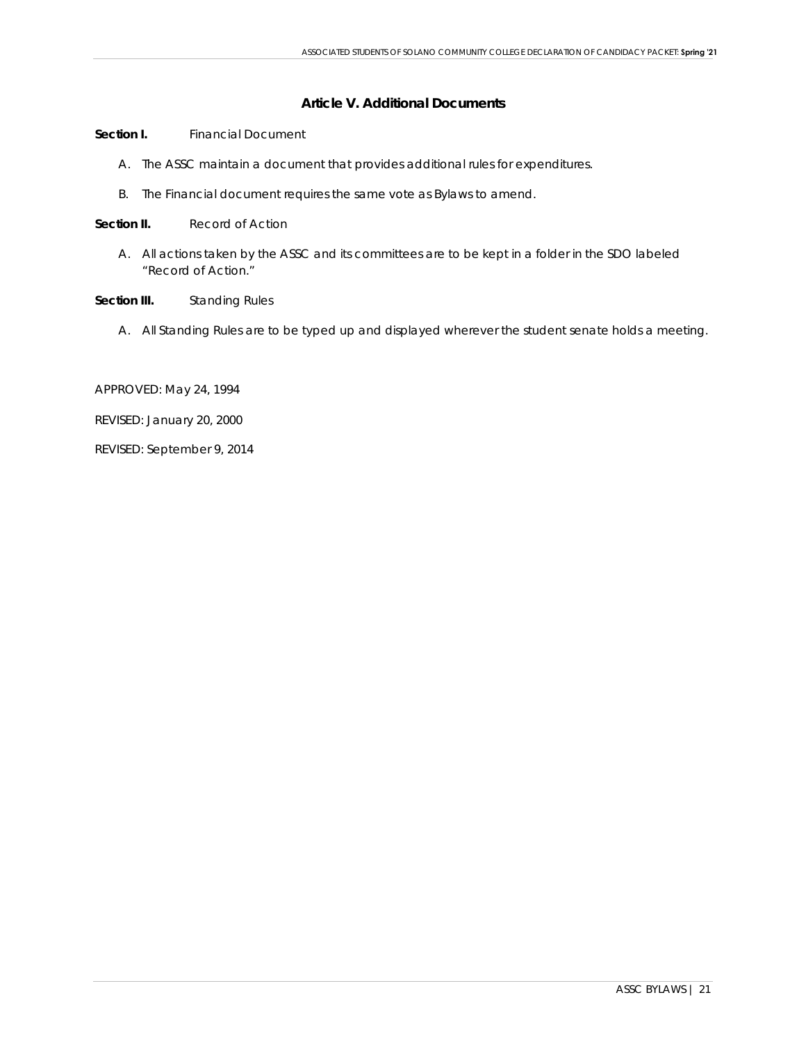## Article V. Additional Documents

**Section I.** Financial Document

A. The ASSC maintain a document that provides additional rules for expenditures.

B. The Financial document requires the same vote as Bylaws to amend.

**Section II.** Record of Action

A. All actions taken by the ASSC and its committees are to be kept in a folder in the SDO labeled "Record of Action."

**Section III.** Standing Rules

A. All Standing Rules are to be typed up and displayed wherever the student senate holds a meeting.

APPROVED: May 24, 1994

REVISED: January 20, 2000

REVISED: September 9, 2014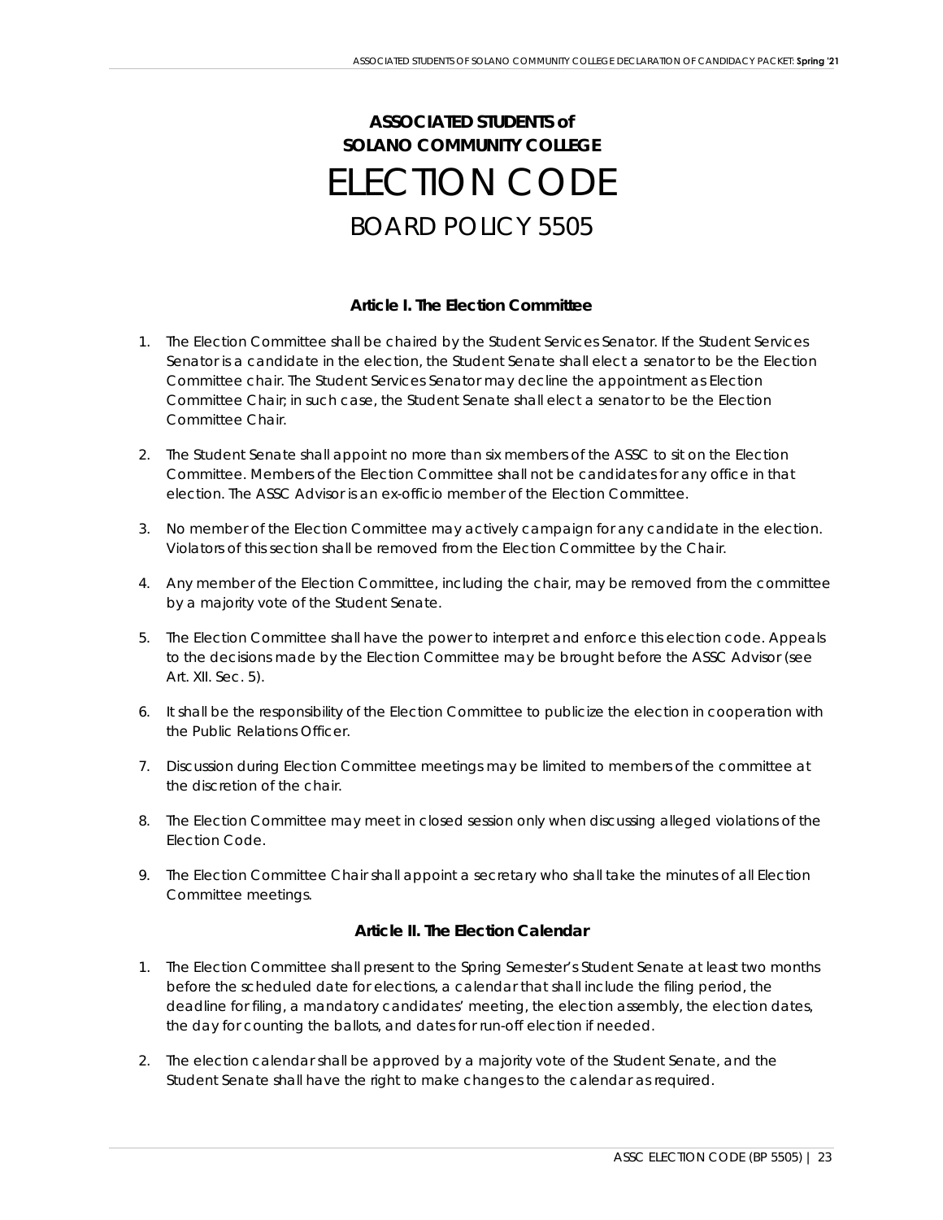# ASSOCIATED STUDENTS of SOLANO COMMUNITY COLLEGE

# ELECTION CODE

## BOARD POLICY 5505

### Article I. The Election Committee

1. The Election Committee shall be chaired by the Student Services Senator. If the Student Services Senator is a candidate in the election, the Student Senate shall elect a senator to be the Election Committee chair. The Student Services Senator may decline the appointment as Election Committee Chair; in such case, the Student Senate shall elect a senator to be the Election Committee Chair.

2. The Student Senate shall appoint no more than six members of the ASSC to sit on the Election Committee. Members of the Election Committee shall not be candidates for any office in that election. The ASSC Advisor is an ex-officio member of the Election Committee.

3. No member of the Election Committee may actively campaign for any candidate in the election. Violators of this section shall be removed from the Election Committee by the Chair.

4. Any member of the Election Committee, including the chair, may be removed from the committee by a majority vote of the Student Senate.

5. The Election Committee shall have the power to interpret and enforce this election code. Appeals to the decisions made by the Election Committee may be brought before the ASSC Advisor (see Art. XII. Sec. 5).

6. It shall be the responsibility of the Election Committee to publicize the election in cooperation with the Public Relations Officer.

7. Discussion during Election Committee meetings may be limited to members of the committee at the discretion of the chair.

8. The Election Committee may meet in closed session only when discussing alleged violations of the Election Code.

9. The Election Committee Chair shall appoint a secretary who shall take the minutes of all Election Committee meetings.

### Article II. The Election Calendar

1. The Election Committee shall present to the Spring Semester's Student Senate at least two months before the scheduled date for elections, a calendar that shall include the filing period, the deadline for filing, a mandatory candidates' meeting, the election assembly, the election dates, the day for counting the ballots, and dates for run-off election if needed.

2. The election calendar shall be approved by a majority vote of the Student Senate, and the Student Senate shall have the right to make changes to the calendar as required.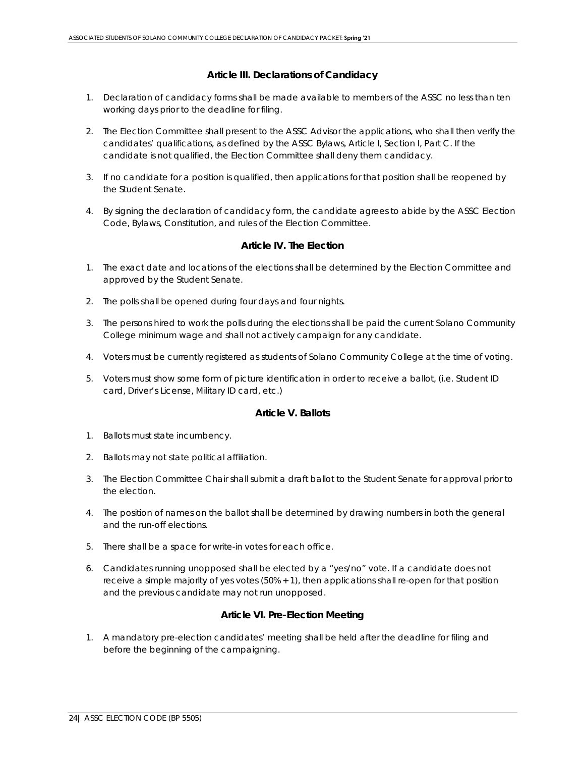## Article III. Declarations of Candidacy

1. Declaration of candidacy forms shall be made available to members of the ASSC no less than ten working days prior to the deadline for filing.

2. The Election Committee shall present to the ASSC Advisor the applications, who shall then verify the candidates' qualifications, as defined by the ASSC Bylaws, Article I, Section I, Part C. If the candidate is not qualified, the Election Committee shall deny them candidacy.

3. If no candidate for a position is qualified, then applications for that position shall be reopened by the Student Senate.

4. By signing the declaration of candidacy form, the candidate agrees to abide by the ASSC Election Code, Bylaws, Constitution, and rules of the Election Committee.

## Article IV. The Election

1. The exact date and locations of the elections shall be determined by the Election Committee and approved by the Student Senate.

2. The polls shall be opened during four days and four nights.

3. The persons hired to work the polls during the elections shall be paid the current Solano Community College minimum wage and shall not actively campaign for any candidate.

4. Voters must be currently registered as students of Solano Community College at the time of voting.

5. Voters must show some form of picture identification in order to receive a ballot, (i.e. Student ID card, Driver's License, Military ID card, etc.)

## Article V. Ballots

1. Ballots must state incumbency.

2. Ballots may not state political affiliation.

3. The Election Committee Chair shall submit a draft ballot to the Student Senate for approval prior to the election.

4. The position of names on the ballot shall be determined by drawing numbers in both the general and the run-off elections.

5. There shall be a space for write-in votes for each office.

6. Candidates running unopposed shall be elected by a "yes/no" vote. If a candidate does not receive a simple majority of yes votes (50% + 1), then applications shall re-open for that position and the previous candidate may not run unopposed.

## Article VI. Pre-Election Meeting

1. A mandatory pre-election candidates' meeting shall be held after the deadline for filing and before the beginning of the campaigning.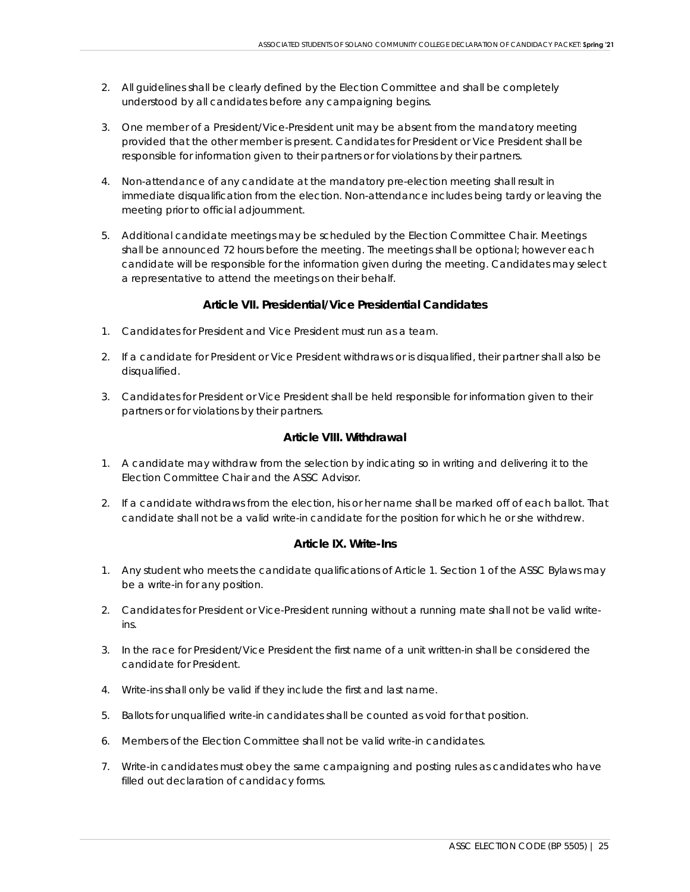2. All guidelines shall be clearly defined by the Election Committee and shall be completely understood by all candidates before any campaigning begins.

3. One member of a President/Vice-President unit may be absent from the mandatory meeting provided that the other member is present. Candidates for President or Vice President shall be responsible for information given to their partners or for violations by their partners.

4. Non-attendance of any candidate at the mandatory pre-election meeting shall result in immediate disqualification from the election. Non-attendance includes being tardy or leaving the meeting prior to official adjournment.

5. Additional candidate meetings may be scheduled by the Election Committee Chair. Meetings shall be announced 72 hours before the meeting. The meetings shall be optional; however each candidate will be responsible for the information given during the meeting. Candidates may select a representative to attend the meetings on their behalf.

### Article VII. Presidential/Vice Presidential Candidates

1. Candidates for President and Vice President must run as a team.

2. If a candidate for President or Vice President withdraws or is disqualified, their partner shall also be disqualified.

3. Candidates for President or Vice President shall be held responsible for information given to their partners or for violations by their partners.

### Article VIII. Withdrawal

1. A candidate may withdraw from the selection by indicating so in writing and delivering it to the Election Committee Chair and the ASSC Advisor.

2. If a candidate withdraws from the election, his or her name shall be marked off of each ballot. That candidate shall not be a valid write-in candidate for the position for which he or she withdrew.

### Article IX. Write-Ins

1. Any student who meets the candidate qualifications of Article 1. Section 1 of the ASSC Bylaws may be a write-in for any position.

2. Candidates for President or Vice-President running without a running mate shall not be valid write-ins.

3. In the race for President/Vice President the first name of a unit written-in shall be considered the candidate for President.

4. Write-ins shall only be valid if they include the first and last name.

5. Ballots for unqualified write-in candidates shall be counted as void for that position.

6. Members of the Election Committee shall not be valid write-in candidates.

7. Write-in candidates must obey the same campaigning and posting rules as candidates who have filled out declaration of candidacy forms.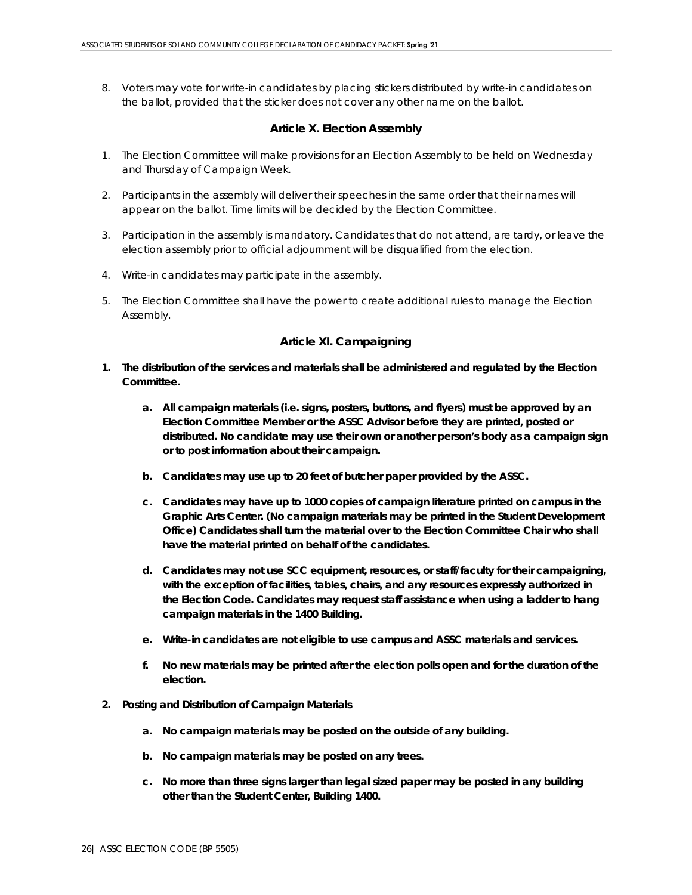8. Voters may vote for write-in candidates by placing stickers distributed by write-in candidates on the ballot, provided that the sticker does not cover any other name on the ballot.

### Article X. Election Assembly

1. The Election Committee will make provisions for an Election Assembly to be held on Wednesday and Thursday of Campaign Week.
2. Participants in the assembly will deliver their speeches in the same order that their names will appear on the ballot. Time limits will be decided by the Election Committee.
3. Participation in the assembly is mandatory. Candidates that do not attend, are tardy, or leave the election assembly prior to official adjournment will be disqualified from the election.
4. Write-in candidates may participate in the assembly.
5. The Election Committee shall have the power to create additional rules to manage the Election Assembly.

### Article XI. Campaigning

1. **The distribution of the services and materials shall be administered and regulated by the Election Committee.**
   a. **All campaign materials (i.e. signs, posters, buttons, and flyers) must be approved by an Election Committee Member or the ASSC Advisor before they are printed, posted or distributed. No candidate may use their own or another person's body as a campaign sign or to post information about their campaign.**
   b. **Candidates may use up to 20 feet of butcher paper provided by the ASSC.**
   c. **Candidates may have up to 1000 copies of campaign literature printed on campus in the Graphic Arts Center. (No campaign materials may be printed in the Student Development Office) Candidates shall turn the material over to the Election Committee Chair who shall have the material printed on behalf of the candidates.**
   d. **Candidates may not use SCC equipment, resources, or staff/faculty for their campaigning, with the exception of facilities, tables, chairs, and any resources expressly authorized in the Election Code. Candidates may request staff assistance when using a ladder to hang campaign materials in the 1400 Building.**
   e. **Write-in candidates are not eligible to use campus and ASSC materials and services.**
   f. **No new materials may be printed after the election polls open and for the duration of the election.**
2. **Posting and Distribution of Campaign Materials**
   a. **No campaign materials may be posted on the outside of any building.**
   b. **No campaign materials may be posted on any trees.**
   c. **No more than three signs larger than legal sized paper may be posted in any building other than the Student Center, Building 1400.**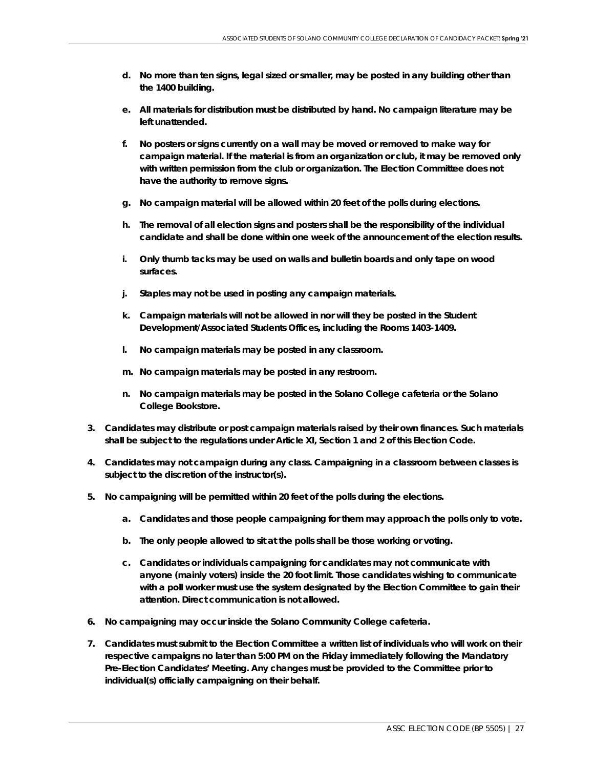d. **No more than ten signs, legal sized or smaller, may be posted in any building other than the 1400 building.**

e. **All materials for distribution must be distributed by hand. No campaign literature may be left unattended.**

f. **No posters or signs currently on a wall may be moved or removed to make way for campaign material. If the material is from an organization or club, it may be removed only with written permission from the club or organization. The Election Committee does not have the authority to remove signs.**

g. **No campaign material will be allowed within 20 feet of the polls during elections.**

h. **The removal of all election signs and posters shall be the responsibility of the individual candidate and shall be done within one week of the announcement of the election results.**

i. **Only thumb tacks may be used on walls and bulletin boards and only tape on wood surfaces.**

j. **Staples may not be used in posting any campaign materials.**

k. **Campaign materials will not be allowed in nor will they be posted in the Student Development/Associated Students Offices, including the Rooms 1403-1409.**

l. **No campaign materials may be posted in any classroom.**

m. **No campaign materials may be posted in any restroom.**

n. **No campaign materials may be posted in the Solano College cafeteria or the Solano College Bookstore.**

3. **Candidates may distribute or post campaign materials raised by their own finances. Such materials shall be subject to the regulations under Article XI, Section 1 and 2 of this Election Code.**

4. **Candidates may not campaign during any class. Campaigning in a classroom between classes is subject to the discretion of the instructor(s).**

5. **No campaigning will be permitted within 20 feet of the polls during the elections.**

   a. **Candidates and those people campaigning for them may approach the polls only to vote.**

   b. **The only people allowed to sit at the polls shall be those working or voting.**

   c. **Candidates or individuals campaigning for candidates may not communicate with anyone (mainly voters) inside the 20 foot limit. Those candidates wishing to communicate with a poll worker must use the system designated by the Election Committee to gain their attention. Direct communication is not allowed.**

6. **No campaigning may occur inside the Solano Community College cafeteria.**

7. **Candidates must submit to the Election Committee a written list of individuals who will work on their respective campaigns no later than 5:00 PM on the Friday immediately following the Mandatory Pre-Election Candidates' Meeting. Any changes must be provided to the Committee prior to individual(s) officially campaigning on their behalf.**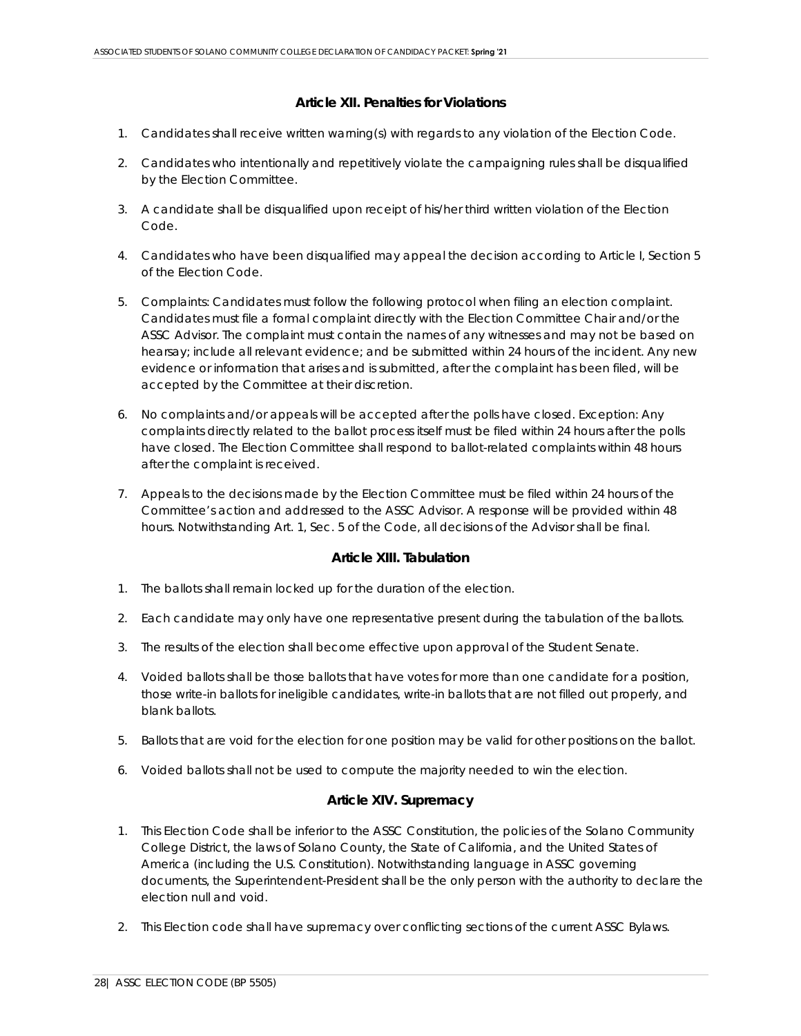### Article XII. Penalties for Violations

1. Candidates shall receive written warning(s) with regards to any violation of the Election Code.

2. Candidates who intentionally and repetitively violate the campaigning rules shall be disqualified by the Election Committee.

3. A candidate shall be disqualified upon receipt of his/her third written violation of the Election Code.

4. Candidates who have been disqualified may appeal the decision according to Article I, Section 5 of the Election Code.

5. Complaints: Candidates must follow the following protocol when filing an election complaint. Candidates must file a formal complaint directly with the Election Committee Chair and/or the ASSC Advisor. The complaint must contain the names of any witnesses and may not be based on hearsay; include all relevant evidence; and be submitted within 24 hours of the incident. Any new evidence or information that arises and is submitted, after the complaint has been filed, will be accepted by the Committee at their discretion.

6. No complaints and/or appeals will be accepted after the polls have closed. Exception: Any complaints directly related to the ballot process itself must be filed within 24 hours after the polls have closed. The Election Committee shall respond to ballot-related complaints within 48 hours after the complaint is received.

7. Appeals to the decisions made by the Election Committee must be filed within 24 hours of the Committee's action and addressed to the ASSC Advisor. A response will be provided within 48 hours. Notwithstanding Art. 1, Sec. 5 of the Code, all decisions of the Advisor shall be final.

### Article XIII. Tabulation

1. The ballots shall remain locked up for the duration of the election.

2. Each candidate may only have one representative present during the tabulation of the ballots.

3. The results of the election shall become effective upon approval of the Student Senate.

4. Voided ballots shall be those ballots that have votes for more than one candidate for a position, those write-in ballots for ineligible candidates, write-in ballots that are not filled out properly, and blank ballots.

5. Ballots that are void for the election for one position may be valid for other positions on the ballot.

6. Voided ballots shall not be used to compute the majority needed to win the election.

### Article XIV. Supremacy

1. This Election Code shall be inferior to the ASSC Constitution, the policies of the Solano Community College District, the laws of Solano County, the State of California, and the United States of America (including the U.S. Constitution). Notwithstanding language in ASSC governing documents, the Superintendent-President shall be the only person with the authority to declare the election null and void.

2. This Election code shall have supremacy over conflicting sections of the current ASSC Bylaws.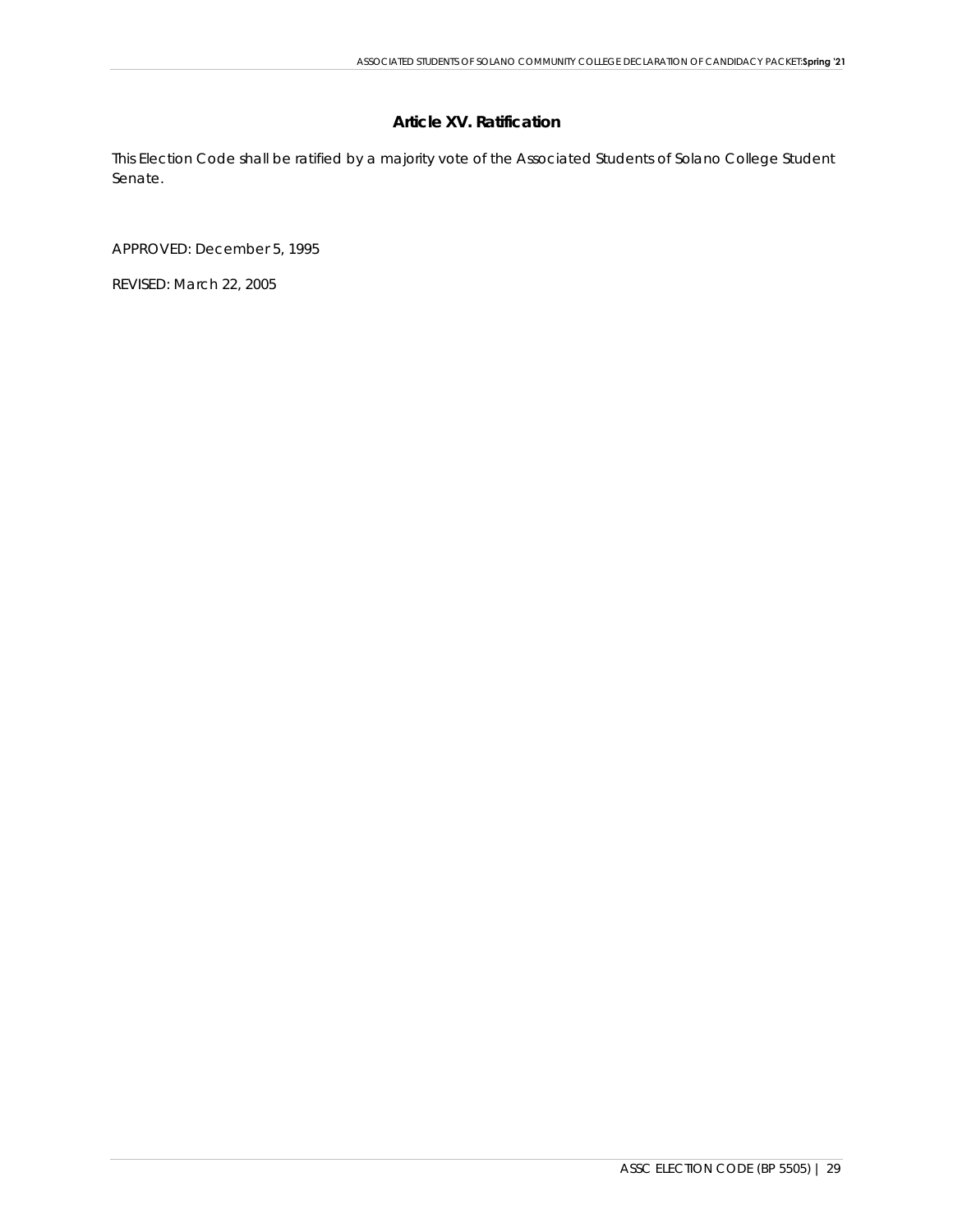## Article XV. Ratification

This Election Code shall be ratified by a majority vote of the Associated Students of Solano College Student Senate.

APPROVED: December 5, 1995

REVISED: March 22, 2005